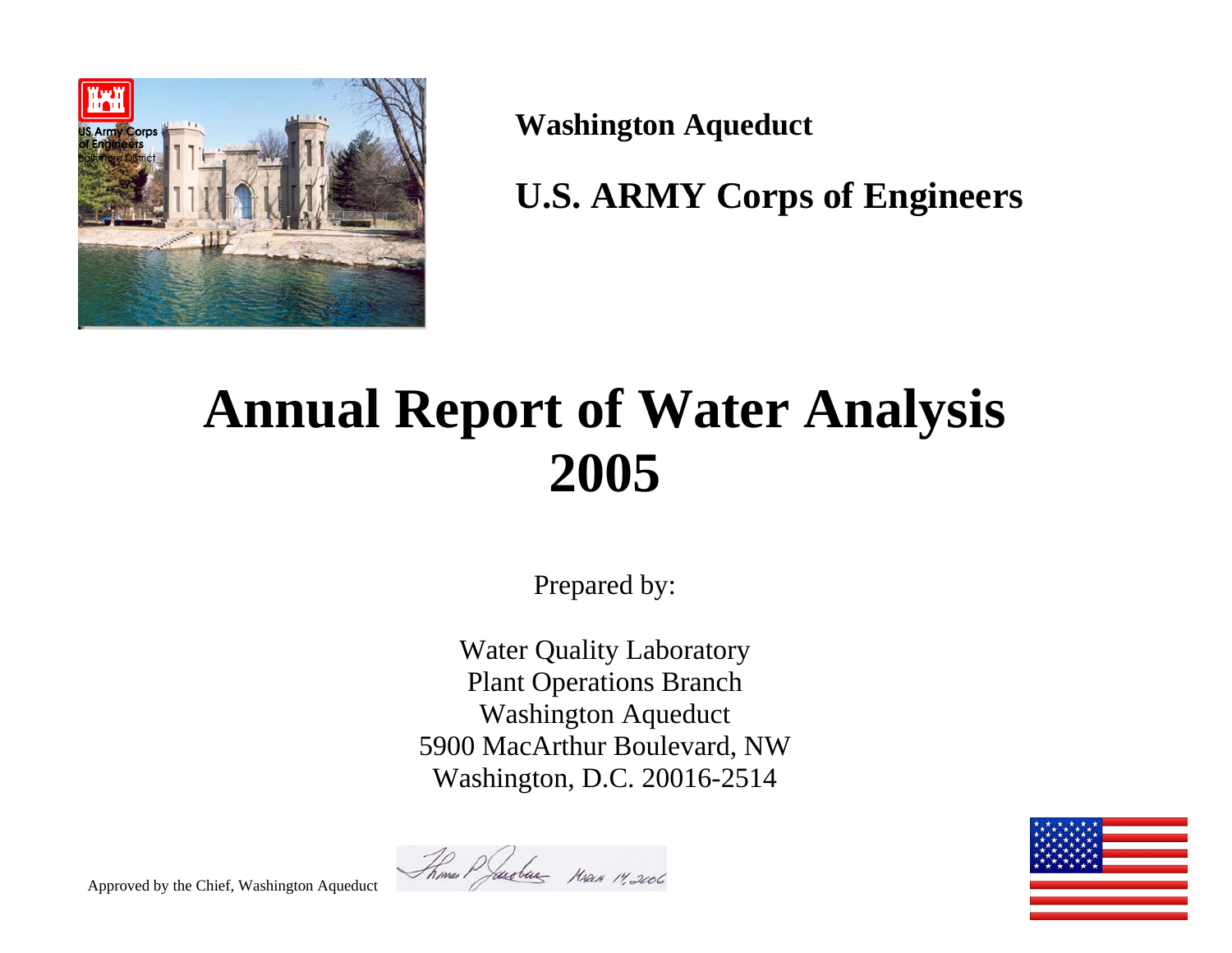**Washington Aqueduct**

**U.S. ARMY Corps of Engineers**

# Annual Report of Water Analysis 2005

Prepared by:

Water Quality Laboratory
Plant Operations Branch
Washington Aqueduct
5900 MacArthur Boulevard, NW
Washington, D.C. 20016-2514

Approved by the Chief, Washington Aqueduct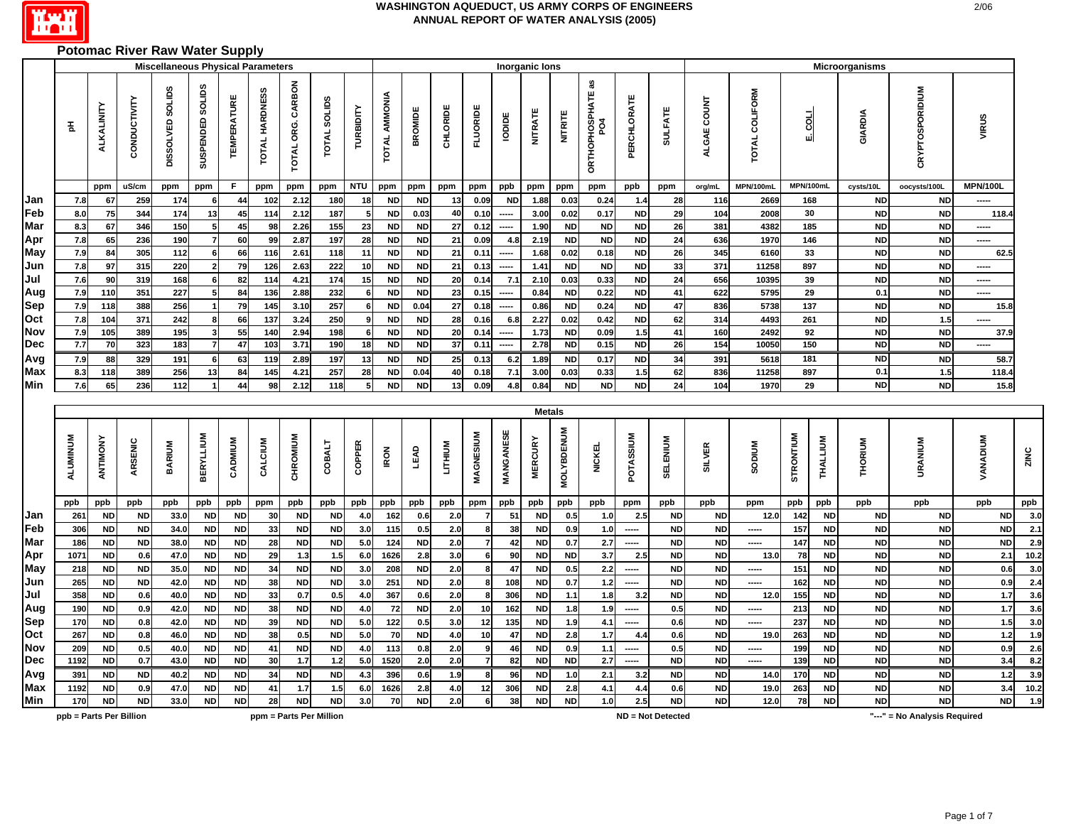# WASHINGTON AQUEDUCT, US ARMY CORPS OF ENGINEERS
## ANNUAL REPORT OF WATER ANALYSIS (2005)

2/06

### Potomac River Raw Water Supply

| | Miscellaneous Physical Parameters | | | | | | | | | | Inorganic Ions | | | | | | | | | | | Microorganisms | | | | | |
|---|---|---|---|---|---|---|---|---|---|---|---|---|---|---|---|---|---|---|---|---|---|---|---|---|---|---|---|
| | pH | ALKALINITY | CONDUCTIVITY | DISSOLVED SOLIDS | SUSPENDED SOLIDS | TEMPERATURE | TOTAL HARDNESS | TOTAL ORG. CARBON | TOTAL SOLIDS | TURBIDITY | TOTAL AMMONIA | BROMIDE | CHLORIDE | FLUORIDE | IODIDE | NITRATE | NITRITE | ORTHOPHOSPHATE as PO4 | PERCHLORATE | SULFATE | ALGAE COUNT | TOTAL COLIFORM | E. COLI | GIARDIA | CRYPTOSPORIDIUM | VIRUS |
| | | ppm | uS/cm | ppm | ppm | F | ppm | ppm | ppm | NTU | ppm | ppm | ppm | ppm | ppb | ppm | ppm | ppm | ppb | ppm | org/mL | MPN/100mL | MPN/100mL | cysts/10L | oocysts/100L | MPN/100L |
| Jan | 7.8 | 67 | 259 | 174 | 6 | 44 | 102 | 2.12 | 180 | 18 | ND | ND | 13 | 0.09 | ND | 1.88 | 0.03 | 0.24 | 1.4 | 28 | 116 | 2669 | 168 | ND | ND | ----- |
| Feb | 8.0 | 75 | 344 | 174 | 13 | 45 | 114 | 2.12 | 187 | 5 | ND | 0.03 | 40 | 0.10 | ----- | 3.00 | 0.02 | 0.17 | ND | 29 | 104 | 2008 | 30 | ND | ND | 118.4 |
| Mar | 8.3 | 67 | 346 | 150 | 5 | 45 | 98 | 2.26 | 155 | 23 | ND | ND | 27 | 0.12 | ----- | 1.90 | ND | ND | ND | 26 | 381 | 4382 | 185 | ND | ND | ----- |
| Apr | 7.8 | 65 | 236 | 190 | 7 | 60 | 99 | 2.87 | 197 | 28 | ND | ND | 21 | 0.09 | 4.8 | 2.19 | ND | ND | ND | 24 | 636 | 1970 | 146 | ND | ND | ----- |
| May | 7.9 | 84 | 305 | 112 | 6 | 66 | 116 | 2.61 | 118 | 11 | ND | ND | 21 | 0.11 | ----- | 1.68 | 0.02 | 0.18 | ND | 26 | 345 | 6160 | 33 | ND | ND | 62.5 |
| Jun | 7.8 | 97 | 315 | 220 | 2 | 79 | 126 | 2.63 | 222 | 10 | ND | ND | 21 | 0.13 | ----- | 1.41 | ND | ND | ND | 33 | 371 | 11258 | 897 | ND | ND | ----- |
| Jul | 7.6 | 90 | 319 | 168 | 6 | 82 | 114 | 4.21 | 174 | 15 | ND | ND | 20 | 0.14 | 7.1 | 2.10 | 0.03 | 0.33 | ND | 24 | 656 | 10395 | 39 | ND | ND | ----- |
| Aug | 7.9 | 110 | 351 | 227 | 5 | 84 | 136 | 2.88 | 232 | 6 | ND | ND | 23 | 0.15 | ----- | 0.84 | ND | 0.22 | ND | 41 | 622 | 5795 | 29 | 0.1 | ND | ----- |
| Sep | 7.9 | 118 | 388 | 256 | 1 | 79 | 145 | 3.10 | 257 | 6 | ND | 0.04 | 27 | 0.18 | ----- | 0.86 | ND | 0.24 | ND | 47 | 836 | 5738 | 137 | ND | ND | 15.8 |
| Oct | 7.8 | 104 | 371 | 242 | 8 | 66 | 137 | 3.24 | 250 | 9 | ND | ND | 28 | 0.16 | 6.8 | 2.27 | 0.02 | 0.42 | ND | 62 | 314 | 4493 | 261 | ND | 1.5 | ----- |
| Nov | 7.9 | 105 | 389 | 195 | 3 | 55 | 140 | 2.94 | 198 | 6 | ND | ND | 20 | 0.14 | ----- | 1.73 | ND | 0.09 | 1.5 | 41 | 160 | 2492 | 92 | ND | ND | 37.9 |
| Dec | 7.7 | 70 | 323 | 183 | 7 | 47 | 103 | 3.71 | 190 | 18 | ND | ND | 37 | 0.11 | ----- | 2.78 | ND | 0.15 | ND | 26 | 154 | 10050 | 150 | ND | ND | ----- |
| Avg | 7.9 | 88 | 329 | 191 | 6 | 63 | 119 | 2.89 | 197 | 13 | ND | ND | 25 | 0.13 | 6.2 | 1.89 | ND | 0.17 | ND | 34 | 391 | 5618 | 181 | ND | ND | 58.7 |
| Max | 8.3 | 118 | 389 | 256 | 13 | 84 | 145 | 4.21 | 257 | 28 | ND | 0.04 | 40 | 0.18 | 7.1 | 3.00 | 0.03 | 0.33 | 1.5 | 62 | 836 | 11258 | 897 | 0.1 | 1.5 | 118.4 |
| Min | 7.6 | 65 | 236 | 112 | 1 | 44 | 98 | 2.12 | 118 | 5 | ND | ND | 13 | 0.09 | 4.8 | 0.84 | ND | ND | ND | 24 | 104 | 1970 | 29 | ND | ND | 15.8 |

| | Metals | | | | | | | | | | | | | | | | | | | | | | | | | | | | |
|---|---|---|---|---|---|---|---|---|---|---|---|---|---|---|---|---|---|---|---|---|---|---|---|---|---|---|---|---|---|
| | ALUMINUM | ANTIMONY | ARSENIC | BARIUM | BERYLLIUM | CADMIUM | CALCIUM | CHROMIUM | COBALT | COPPER | IRON | LEAD | LITHIUM | MAGNESIUM | MANGANESE | MERCURY | MOLYBDENUM | NICKEL | POTASSIUM | SELENIUM | SILVER | SODIUM | STRONTIUM | THALLIUM | THORIUM | URANIUM | VANADIUM | ZINC |
| | ppb | ppb | ppb | ppb | ppb | ppb | ppm | ppb | ppb | ppb | ppb | ppb | ppb | ppm | ppb | ppb | ppb | ppb | ppm | ppb | ppb | ppm | ppb | ppb | ppb | ppb | ppb | ppb |
| Jan | 261 | ND | ND | 33.0 | ND | ND | 30 | ND | ND | 4.0 | 162 | 0.6 | 2.0 | 7 | 51 | ND | 0.5 | 1.0 | 2.5 | ND | ND | 12.0 | 142 | ND | ND | ND | ND | 3.0 |
| Feb | 306 | ND | ND | 34.0 | ND | ND | 33 | ND | ND | 3.0 | 115 | 0.5 | 2.0 | 8 | 38 | ND | 0.9 | 1.0 | ----- | ND | ND | ----- | 157 | ND | ND | ND | ND | 2.1 |
| Mar | 186 | ND | ND | 38.0 | ND | ND | 28 | ND | ND | 5.0 | 124 | ND | 2.0 | 7 | 42 | ND | 0.7 | 2.7 | ----- | ND | ND | ----- | 147 | ND | ND | ND | ND | 2.9 |
| Apr | 1071 | ND | 0.6 | 47.0 | ND | ND | 29 | 1.3 | 1.5 | 6.0 | 1626 | 2.8 | 3.0 | 6 | 90 | ND | ND | 3.7 | 2.5 | ND | ND | 13.0 | 78 | ND | ND | ND | 2.1 | 10.2 |
| May | 218 | ND | ND | 35.0 | ND | ND | 34 | ND | ND | 3.0 | 208 | ND | 2.0 | 8 | 47 | ND | 0.5 | 2.2 | ----- | ND | ND | ----- | 151 | ND | ND | ND | 0.6 | 3.0 |
| Jun | 265 | ND | ND | 42.0 | ND | ND | 38 | ND | ND | 3.0 | 251 | ND | 2.0 | 8 | 108 | ND | 0.7 | 1.2 | ----- | ND | ND | ----- | 162 | ND | ND | ND | 0.9 | 2.4 |
| Jul | 358 | ND | 0.6 | 40.0 | ND | ND | 33 | 0.7 | 0.5 | 4.0 | 367 | 0.6 | 2.0 | 8 | 306 | ND | 1.1 | 1.8 | 3.2 | ND | ND | 12.0 | 155 | ND | ND | ND | 1.7 | 3.6 |
| Aug | 190 | ND | 0.9 | 42.0 | ND | ND | 38 | ND | ND | 4.0 | 72 | ND | 2.0 | 10 | 162 | ND | 1.8 | 1.9 | ----- | 0.5 | ND | ----- | 213 | ND | ND | ND | 1.7 | 3.6 |
| Sep | 170 | ND | 0.8 | 42.0 | ND | ND | 39 | ND | ND | 5.0 | 122 | 0.5 | 3.0 | 12 | 135 | ND | 1.9 | 4.1 | ----- | 0.6 | ND | ----- | 237 | ND | ND | ND | 1.5 | 3.0 |
| Oct | 267 | ND | 0.8 | 46.0 | ND | ND | 38 | 0.5 | ND | 5.0 | 70 | ND | 4.0 | 10 | 47 | ND | 2.8 | 1.7 | 4.4 | 0.6 | ND | 19.0 | 263 | ND | ND | ND | 1.2 | 1.9 |
| Nov | 209 | ND | 0.5 | 40.0 | ND | ND | 41 | ND | ND | 4.0 | 113 | 0.8 | 2.0 | 9 | 46 | ND | 0.9 | 1.1 | ----- | 0.5 | ND | ----- | 199 | ND | ND | ND | 0.9 | 2.6 |
| Dec | 1192 | ND | 0.7 | 43.0 | ND | ND | 30 | 1.7 | 1.2 | 5.0 | 1520 | 2.0 | 2.0 | 7 | 82 | ND | ND | 2.7 | ----- | ND | ND | ----- | 139 | ND | ND | ND | 3.4 | 8.2 |
| Avg | 391 | ND | ND | 40.2 | ND | ND | 34 | ND | ND | 4.3 | 396 | 0.6 | 1.9 | 8 | 96 | ND | 1.0 | 2.1 | 3.2 | ND | ND | 14.0 | 170 | ND | ND | ND | 1.2 | 3.9 |
| Max | 1192 | ND | 0.9 | 47.0 | ND | ND | 41 | 1.7 | 1.5 | 6.0 | 1626 | 2.8 | 4.0 | 12 | 306 | ND | 2.8 | 4.1 | 4.4 | 0.6 | ND | 19.0 | 263 | ND | ND | ND | 3.4 | 10.2 |
| Min | 170 | ND | ND | 33.0 | ND | ND | 28 | ND | ND | 3.0 | 70 | ND | 2.0 | 6 | 38 | ND | ND | 1.0 | 2.5 | ND | ND | 12.0 | 78 | ND | ND | ND | ND | 1.9 |

ppb = Parts Per Billion    ppm = Parts Per Million    ND = Not Detected    "---" = No Analysis Required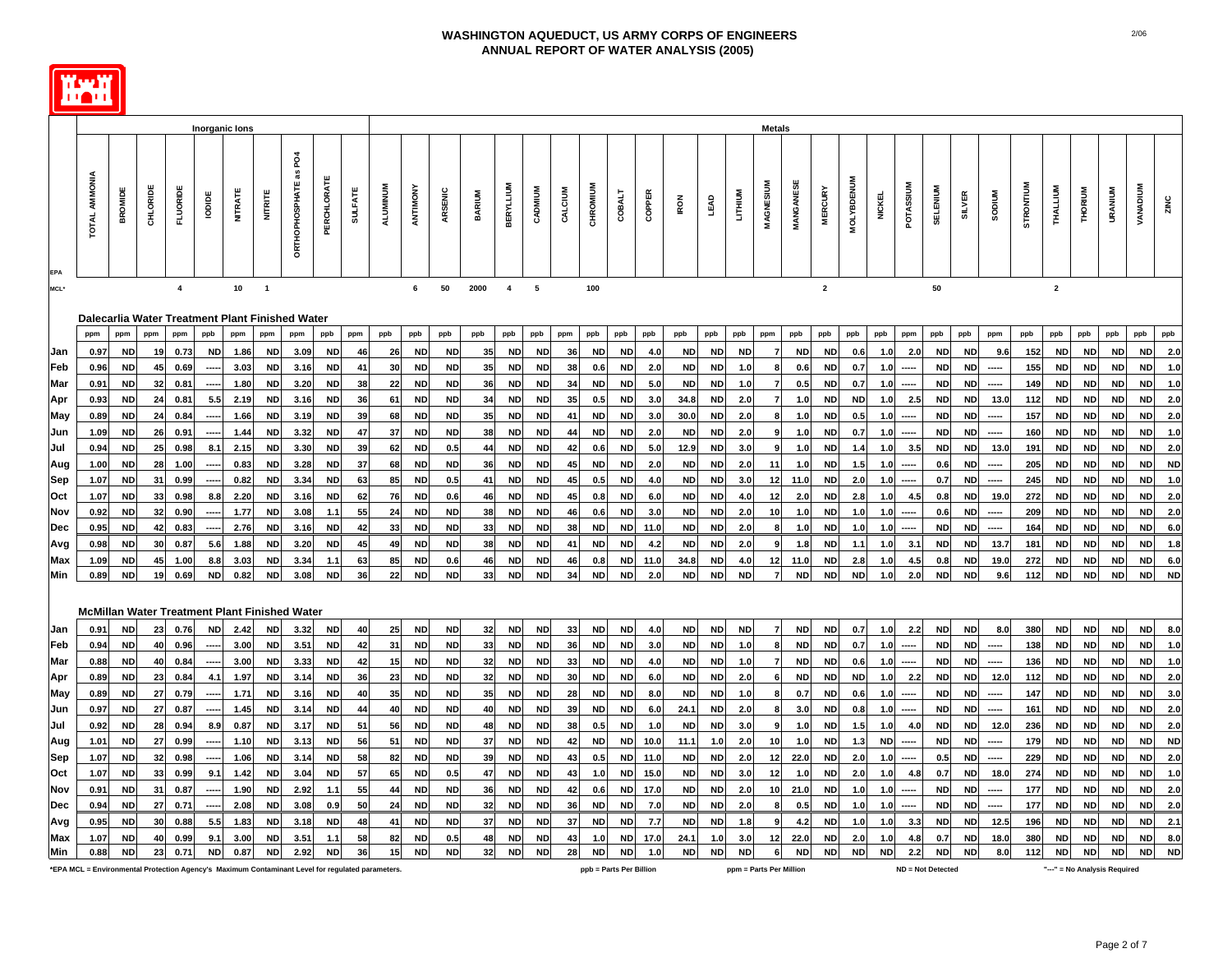# WASHINGTON AQUEDUCT, US ARMY CORPS OF ENGINEERS
## ANNUAL REPORT OF WATER ANALYSIS (2005)

| | Inorganic Ions | | | | | | | | | | Metals | | | | | | | | | | | | | | | | | | | | | | | | | | | |
|---|---|---|---|---|---|---|---|---|---|---|---|---|---|---|---|---|---|---|---|---|---|---|---|---|---|---|---|---|---|---|---|---|---|---|---|---|---|---|
| | TOTAL AMMONIA | BROMIDE | CHLORIDE | FLUORIDE | IODIDE | NITRATE | NITRITE | ORTHOPHOSPHATE as PO4 | PERCHLORATE | SULFATE | ALUMINUM | ANTIMONY | ARSENIC | BARIUM | BERYLLIUM | CADMIUM | CALCIUM | CHROMIUM | COBALT | COPPER | IRON | LEAD | LITHIUM | MAGNESIUM | MANGANESE | MERCURY | MOLYBDENUM | NICKEL | POTASSIUM | SELENIUM | SILVER | SODIUM | STRONTIUM | THALLIUM | THORIUM | URANIUM | VANADIUM | ZINC |
| EPA MCL* | | | | 4 | | 10 | 1 | | | | | 6 | 50 | 2000 | 4 | 5 | | 100 | | | | | | | | 2 | | | | 50 | | | | 2 | | | | |
| **Dalecarlia Water Treatment Plant Finished Water** | | | | | | | | | | | | | | | | | | | | | | | | | | | | | | | | | | | | | | |
| | ppm | ppm | ppm | ppm | ppb | ppm | ppm | ppm | ppb | ppm | ppb | ppb | ppb | ppb | ppb | ppb | ppm | ppb | ppb | ppb | ppb | ppb | ppb | ppm | ppb | ppb | ppb | ppb | ppm | ppb | ppb | ppm | ppb | ppb | ppb | ppb | ppb | ppb |
| Jan | 0.97 | ND | 19 | 0.73 | ND | 1.86 | ND | 3.09 | ND | 46 | 26 | ND | ND | 35 | ND | ND | 36 | ND | ND | 4.0 | ND | ND | ND | 7 | ND | ND | 0.6 | 1.0 | 2.0 | ND | ND | 9.6 | 152 | ND | ND | ND | ND | 2.0 |
| Feb | 0.96 | ND | 45 | 0.69 | ----- | 3.03 | ND | 3.16 | ND | 41 | 30 | ND | ND | 35 | ND | ND | 38 | 0.6 | ND | 2.0 | ND | ND | 1.0 | 8 | 0.6 | ND | 0.7 | 1.0 | ----- | ND | ND | ----- | 155 | ND | ND | ND | ND | 1.0 |
| Mar | 0.91 | ND | 32 | 0.81 | ----- | 1.80 | ND | 3.20 | ND | 38 | 22 | ND | ND | 36 | ND | ND | 34 | ND | ND | 5.0 | ND | ND | 1.0 | 7 | 0.5 | ND | 0.7 | 1.0 | ----- | ND | ND | ----- | 149 | ND | ND | ND | ND | 1.0 |
| Apr | 0.93 | ND | 24 | 0.81 | 5.5 | 2.19 | ND | 3.16 | ND | 36 | 61 | ND | ND | 34 | ND | ND | 35 | 0.5 | ND | 3.0 | 34.8 | ND | 2.0 | 7 | 1.0 | ND | ND | 1.0 | 2.5 | ND | ND | 13.0 | 112 | ND | ND | ND | ND | 2.0 |
| May | 0.89 | ND | 24 | 0.84 | ----- | 1.66 | ND | 3.19 | ND | 39 | 68 | ND | ND | 35 | ND | ND | 41 | ND | ND | 3.0 | 30.0 | ND | 2.0 | 8 | 1.0 | ND | 0.5 | 1.0 | ----- | ND | ND | ----- | 157 | ND | ND | ND | ND | 2.0 |
| Jun | 1.09 | ND | 26 | 0.91 | ----- | 1.44 | ND | 3.32 | ND | 47 | 37 | ND | ND | 38 | ND | ND | 44 | ND | ND | 2.0 | ND | ND | 2.0 | 9 | 1.0 | ND | 0.7 | 1.0 | ----- | ND | ND | ----- | 160 | ND | ND | ND | ND | 1.0 |
| Jul | 0.94 | ND | 25 | 0.98 | 8.1 | 2.15 | ND | 3.30 | ND | 39 | 62 | ND | 0.5 | 44 | ND | ND | 42 | 0.6 | ND | 5.0 | 12.9 | ND | 3.0 | 9 | 1.0 | ND | 1.4 | 1.0 | 3.5 | ND | ND | 13.0 | 191 | ND | ND | ND | ND | 2.0 |
| Aug | 1.00 | ND | 28 | 1.00 | ----- | 0.83 | ND | 3.28 | ND | 37 | 68 | ND | ND | 36 | ND | ND | 45 | ND | ND | 2.0 | ND | ND | 2.0 | 11 | 1.0 | ND | 1.5 | 1.0 | ----- | 0.6 | ND | ----- | 205 | ND | ND | ND | ND | ND |
| Sep | 1.07 | ND | 31 | 0.99 | ----- | 0.82 | ND | 3.34 | ND | 63 | 85 | ND | 0.5 | 41 | ND | ND | 45 | 0.5 | ND | 4.0 | ND | ND | 3.0 | 12 | 11.0 | ND | 2.0 | 1.0 | ----- | 0.7 | ND | ----- | 245 | ND | ND | ND | ND | 1.0 |
| Oct | 1.07 | ND | 33 | 0.98 | 8.8 | 2.20 | ND | 3.16 | ND | 62 | 76 | ND | 0.6 | 46 | ND | ND | 45 | 0.8 | ND | 6.0 | ND | ND | 4.0 | 12 | 2.0 | ND | 2.8 | 1.0 | 4.5 | 0.8 | ND | 19.0 | 272 | ND | ND | ND | ND | 2.0 |
| Nov | 0.92 | ND | 32 | 0.90 | ----- | 1.77 | ND | 3.08 | 1.1 | 55 | 24 | ND | ND | 38 | ND | ND | 46 | 0.6 | ND | 3.0 | ND | ND | 2.0 | 10 | 1.0 | ND | 1.0 | 1.0 | ----- | 0.6 | ND | ----- | 209 | ND | ND | ND | ND | 2.0 |
| Dec | 0.95 | ND | 42 | 0.83 | ----- | 2.76 | ND | 3.16 | ND | 42 | 33 | ND | ND | 33 | ND | ND | 38 | ND | ND | 11.0 | ND | ND | 2.0 | 8 | 1.0 | ND | 1.0 | 1.0 | ----- | ND | ND | ----- | 164 | ND | ND | ND | ND | 6.0 |
| Avg | 0.98 | ND | 30 | 0.87 | 5.6 | 1.88 | ND | 3.20 | ND | 45 | 49 | ND | ND | 38 | ND | ND | 41 | ND | ND | 4.2 | ND | ND | 2.0 | 9 | 1.8 | ND | 1.1 | 1.0 | 3.1 | ND | ND | 13.7 | 181 | ND | ND | ND | ND | 1.8 |
| Max | 1.09 | ND | 45 | 1.00 | 8.8 | 3.03 | ND | 3.34 | 1.1 | 63 | 85 | ND | 0.6 | 46 | ND | ND | 46 | 0.8 | ND | 11.0 | 34.8 | ND | 4.0 | 12 | 11.0 | ND | 2.8 | 1.0 | 4.5 | 0.8 | ND | 19.0 | 272 | ND | ND | ND | ND | 6.0 |
| Min | 0.89 | ND | 19 | 0.69 | ND | 0.82 | ND | 3.08 | ND | 36 | 22 | ND | ND | 33 | ND | ND | 34 | ND | ND | 2.0 | ND | ND | ND | 7 | ND | ND | ND | 1.0 | 2.0 | ND | ND | 9.6 | 112 | ND | ND | ND | ND | ND |
| **McMillan Water Treatment Plant Finished Water** | | | | | | | | | | | | | | | | | | | | | | | | | | | | | | | | | | | | | | |
| Jan | 0.91 | ND | 23 | 0.76 | ND | 2.42 | ND | 3.32 | ND | 40 | 25 | ND | ND | 32 | ND | ND | 33 | ND | ND | 4.0 | ND | ND | ND | 7 | ND | ND | 0.7 | 1.0 | 2.2 | ND | ND | 8.0 | 380 | ND | ND | ND | ND | 8.0 |
| Feb | 0.94 | ND | 40 | 0.96 | ----- | 3.00 | ND | 3.51 | ND | 42 | 31 | ND | ND | 33 | ND | ND | 36 | ND | ND | 3.0 | ND | ND | 1.0 | 8 | ND | ND | 0.7 | 1.0 | ----- | ND | ND | ----- | 138 | ND | ND | ND | ND | 1.0 |
| Mar | 0.88 | ND | 40 | 0.84 | ----- | 3.00 | ND | 3.33 | ND | 42 | 15 | ND | ND | 32 | ND | ND | 33 | ND | ND | 4.0 | ND | ND | 1.0 | 7 | ND | ND | 0.6 | 1.0 | ----- | ND | ND | ----- | 136 | ND | ND | ND | ND | 1.0 |
| Apr | 0.89 | ND | 23 | 0.84 | 4.1 | 1.97 | ND | 3.14 | ND | 36 | 23 | ND | ND | 32 | ND | ND | 30 | ND | ND | 6.0 | ND | ND | 2.0 | 6 | ND | ND | ND | 1.0 | 2.2 | ND | ND | 12.0 | 112 | ND | ND | ND | ND | 2.0 |
| May | 0.89 | ND | 27 | 0.79 | ----- | 1.71 | ND | 3.16 | ND | 40 | 35 | ND | ND | 35 | ND | ND | 28 | ND | ND | 8.0 | ND | ND | 1.0 | 8 | 0.7 | ND | 0.6 | 1.0 | ----- | ND | ND | ----- | 147 | ND | ND | ND | ND | 3.0 |
| Jun | 0.97 | ND | 27 | 0.87 | ----- | 1.45 | ND | 3.14 | ND | 44 | 40 | ND | ND | 40 | ND | ND | 39 | ND | ND | 6.0 | 24.1 | ND | 2.0 | 8 | 3.0 | ND | 0.8 | 1.0 | ----- | ND | ND | ----- | 161 | ND | ND | ND | ND | 2.0 |
| Jul | 0.92 | ND | 28 | 0.94 | 8.9 | 0.87 | ND | 3.17 | ND | 51 | 56 | ND | ND | 48 | ND | ND | 38 | 0.5 | ND | 1.0 | ND | ND | 3.0 | 9 | 1.0 | ND | 1.5 | 1.0 | 4.0 | ND | ND | 12.0 | 236 | ND | ND | ND | ND | 2.0 |
| Aug | 1.01 | ND | 27 | 0.99 | ----- | 1.10 | ND | 3.13 | ND | 56 | 51 | ND | ND | 37 | ND | ND | 42 | ND | ND | 10.0 | 11.1 | 1.0 | 2.0 | 10 | 1.0 | ND | 1.3 | ND | ----- | ND | ND | ----- | 179 | ND | ND | ND | ND | ND |
| Sep | 1.07 | ND | 32 | 0.98 | ----- | 1.06 | ND | 3.14 | ND | 58 | 82 | ND | ND | 39 | ND | ND | 43 | 0.5 | ND | 11.0 | ND | ND | 2.0 | 12 | 22.0 | ND | 2.0 | 1.0 | ----- | 0.5 | ND | ----- | 229 | ND | ND | ND | ND | 2.0 |
| Oct | 1.07 | ND | 33 | 0.99 | 9.1 | 1.42 | ND | 3.04 | ND | 57 | 65 | ND | 0.5 | 47 | ND | ND | 43 | 1.0 | ND | 15.0 | ND | ND | 3.0 | 12 | 1.0 | ND | 2.0 | 1.0 | 4.8 | 0.7 | ND | 18.0 | 274 | ND | ND | ND | ND | 1.0 |
| Nov | 0.91 | ND | 31 | 0.87 | ----- | 1.90 | ND | 2.92 | 1.1 | 55 | 44 | ND | ND | 36 | ND | ND | 42 | 0.6 | ND | 17.0 | ND | ND | 2.0 | 10 | 21.0 | ND | 1.0 | 1.0 | ----- | ND | ND | ----- | 177 | ND | ND | ND | ND | 2.0 |
| Dec | 0.94 | ND | 27 | 0.71 | ----- | 2.08 | ND | 3.08 | 0.9 | 50 | 24 | ND | ND | 32 | ND | ND | 36 | ND | ND | 7.0 | ND | ND | 2.0 | 8 | 0.5 | ND | 1.0 | 1.0 | ----- | ND | ND | ----- | 177 | ND | ND | ND | ND | 2.0 |
| Avg | 0.95 | ND | 30 | 0.88 | 5.5 | 1.83 | ND | 3.18 | ND | 48 | 41 | ND | ND | 37 | ND | ND | 37 | ND | ND | 7.7 | ND | ND | 1.8 | 9 | 4.2 | ND | 1.0 | 1.0 | 3.3 | ND | ND | 12.5 | 196 | ND | ND | ND | ND | 2.1 |
| Max | 1.07 | ND | 40 | 0.99 | 9.1 | 3.00 | ND | 3.51 | 1.1 | 58 | 82 | ND | 0.5 | 48 | ND | ND | 43 | 1.0 | ND | 17.0 | 24.1 | 1.0 | 3.0 | 12 | 22.0 | ND | 2.0 | 1.0 | 4.8 | 0.7 | ND | 18.0 | 380 | ND | ND | ND | ND | 8.0 |
| Min | 0.88 | ND | 23 | 0.71 | ND | 0.87 | ND | 2.92 | ND | 36 | 15 | ND | ND | 32 | ND | ND | 28 | ND | ND | 1.0 | ND | ND | ND | 6 | ND | ND | ND | ND | 2.2 | ND | ND | 8.0 | 112 | ND | ND | ND | ND | ND |

*EPA MCL = Environmental Protection Agency's Maximum Contaminant Level for regulated parameters. ppb = Parts Per Billion ppm = Parts Per Million ND = Not Detected "---" = No Analysis Required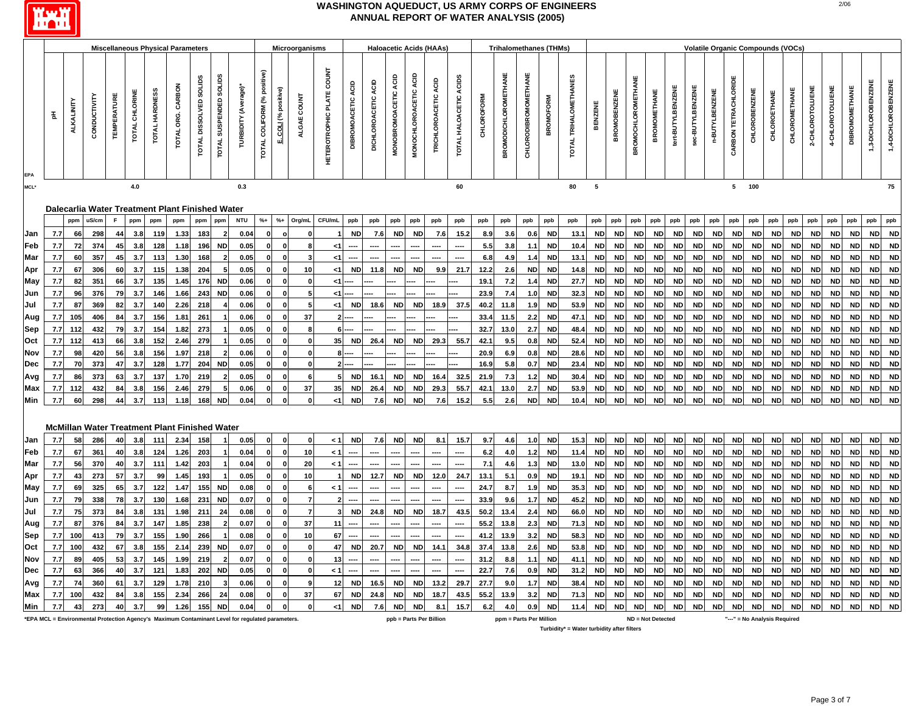# WASHINGTON AQUEDUCT, US ARMY CORPS OF ENGINEERS
## ANNUAL REPORT OF WATER ANALYSIS (2005)

| | Miscellaneous Physical Parameters | | | | | | | | | | Microorganisms | | | | Haloacetic Acids (HAAs) | | | | | | Trihalomethanes (THMs) | | | | | Volatile Organic Compounds (VOCs) | | | | | | | | | | | | | | | | | |
|---|---|---|---|---|---|---|---|---|---|---|---|---|---|---|---|---|---|---|---|---|---|---|---|---|---|---|---|---|---|---|---|---|---|---|---|---|---|---|---|---|---|---|
| EPA | pH | ALKALINITY | CONDUCTIVITY | TEMPERATURE | TOTAL CHLORINE | TOTAL HARDNESS | TOTAL ORG. CARBON | TOTAL DISSOLVED SOLIDS | TOTAL SUSPENDED SOLIDS | TURBIDITY (Average)* | TOTAL COLIFORM (% positive) | E. COLI (% positive) | ALGAE COUNT | HETEROTROPHIC PLATE COUNT | DIBROMOACETIC ACID | DICHLOROACETIC ACID | MONOBROMOACETIC ACID | MONOCHLOROACETIC ACID | TRICHLOROACETIC ACID | TOTAL HALOACETIC ACIDS | CHLOROFORM | BROMODICHLOROMETHANE | CHLORODIBROMOMETHANE | BROMOFORM | TOTAL TRIHALOMETHANES | BENZENE | BROMOBENZENE | BROMOCHLOROMETHANE | BROMOMETHANE | tert-BUTYLBENZENE | sec-BUTYLBENZENE | n-BUTYLBENZENE | CARBON TETRACHLORIDE | CHLOROBENZENE | CHLOROETHANE | CHLOROMETHANE | 2-CHLOROTOLUENE | 4-CHLOROTOLUENE | DIBROMOMETHANE | 1,3-DICHLOROBENZENE | 1,4-DICHLOROBENZENE |
| MCL* | | | | | 4.0 | | | | | 0.3 | | | | | | | | | | 60 | | | | | 80 | 5 | | | | | | | 5 | 100 | | | | | | | 75 |
| **Dalecarlia Water Treatment Plant Finished Water** | | | | | | | | | | | | | | | | | | | | | | | | | | | | | | | | | | | | | | | | | |
| | | ppm | uS/cm | F | ppm | ppm | ppm | ppm | ppm | NTU | %+ | %+ | Org/mL | CFU/mL | ppb | ppb | ppb | ppb | ppb | ppb | ppb | ppb | ppb | ppb | ppb | ppb | ppb | ppb | ppb | ppb | ppb | ppb | ppb | ppb | ppb | ppb | ppb | ppb | ppb | ppb | ppb |
| Jan | 7.7 | 66 | 298 | 44 | 3.8 | 119 | 1.33 | 183 | 2 | 0.04 | 0 | o | 0 | 1 | ND | 7.6 | ND | ND | 7.6 | 15.2 | 8.9 | 3.6 | 0.6 | ND | 13.1 | ND | ND | ND | ND | ND | ND | ND | ND | ND | ND | ND | ND | ND | ND | ND | ND |
| Feb | 7.7 | 72 | 374 | 45 | 3.8 | 128 | 1.18 | 196 | ND | 0.05 | 0 | 0 | 8 | <1 | ---- | ---- | ---- | ---- | ---- | ---- | 5.5 | 3.8 | 1.1 | ND | 10.4 | ND | ND | ND | ND | ND | ND | ND | ND | ND | ND | ND | ND | ND | ND | ND | ND |
| Mar | 7.7 | 60 | 357 | 45 | 3.7 | 113 | 1.30 | 168 | 2 | 0.05 | 0 | 0 | 3 | <1 | ---- | ---- | ---- | ---- | ---- | ---- | 6.8 | 4.9 | 1.4 | ND | 13.1 | ND | ND | ND | ND | ND | ND | ND | ND | ND | ND | ND | ND | ND | ND | ND | ND |
| Apr | 7.7 | 67 | 306 | 60 | 3.7 | 115 | 1.38 | 204 | 5 | 0.05 | 0 | 0 | 10 | <1 | ND | 11.8 | ND | ND | 9.9 | 21.7 | 12.2 | 2.6 | ND | ND | 14.8 | ND | ND | ND | ND | ND | ND | ND | ND | ND | ND | ND | ND | ND | ND | ND | ND |
| May | 7.7 | 82 | 351 | 66 | 3.7 | 135 | 1.45 | 176 | ND | 0.06 | 0 | 0 | 0 | <1 | ---- | ---- | ---- | ---- | ---- | ---- | 19.1 | 7.2 | 1.4 | ND | 27.7 | ND | ND | ND | ND | ND | ND | ND | ND | ND | ND | ND | ND | ND | ND | ND | ND |
| Jun | 7.7 | 96 | 376 | 79 | 3.7 | 146 | 1.66 | 243 | ND | 0.06 | 0 | 0 | 5 | <1 | ---- | ---- | ---- | ---- | ---- | ---- | 23.9 | 7.4 | 1.0 | ND | 32.3 | ND | ND | ND | ND | ND | ND | ND | ND | ND | ND | ND | ND | ND | ND | ND | ND |
| Jul | 7.7 | 87 | 369 | 82 | 3.7 | 140 | 2.26 | 218 | 4 | 0.06 | 0 | 0 | 5 | <1 | ND | 18.6 | ND | ND | 18.9 | 37.5 | 40.2 | 11.8 | 1.9 | ND | 53.9 | ND | ND | ND | ND | ND | ND | ND | ND | ND | ND | ND | ND | ND | ND | ND | ND |
| Aug | 7.7 | 105 | 406 | 84 | 3.7 | 156 | 1.81 | 261 | 1 | 0.06 | 0 | 0 | 37 | 2 | ---- | ---- | ---- | ---- | ---- | ---- | 33.4 | 11.5 | 2.2 | ND | 47.1 | ND | ND | ND | ND | ND | ND | ND | ND | ND | ND | ND | ND | ND | ND | ND | ND |
| Sep | 7.7 | 112 | 432 | 79 | 3.7 | 154 | 1.82 | 273 | 1 | 0.05 | 0 | 0 | 8 | 6 | ---- | ---- | ---- | ---- | ---- | ---- | 32.7 | 13.0 | 2.7 | ND | 48.4 | ND | ND | ND | ND | ND | ND | ND | ND | ND | ND | ND | ND | ND | ND | ND | ND |
| Oct | 7.7 | 112 | 413 | 66 | 3.8 | 152 | 2.46 | 279 | 1 | 0.05 | 0 | 0 | 0 | 35 | ND | 26.4 | ND | ND | 29.3 | 55.7 | 42.1 | 9.5 | 0.8 | ND | 52.4 | ND | ND | ND | ND | ND | ND | ND | ND | ND | ND | ND | ND | ND | ND | ND | ND |
| Nov | 7.7 | 98 | 420 | 56 | 3.8 | 156 | 1.97 | 218 | 2 | 0.06 | 0 | 0 | 0 | 8 | ---- | ---- | ---- | ---- | ---- | ---- | 20.9 | 6.9 | 0.8 | ND | 28.6 | ND | ND | ND | ND | ND | ND | ND | ND | ND | ND | ND | ND | ND | ND | ND | ND |
| Dec | 7.7 | 70 | 373 | 47 | 3.7 | 128 | 1.77 | 204 | ND | 0.05 | 0 | 0 | 0 | 2 | ---- | ---- | ---- | ---- | ---- | ---- | 16.9 | 5.8 | 0.7 | ND | 23.4 | ND | ND | ND | ND | ND | ND | ND | ND | ND | ND | ND | ND | ND | ND | ND | ND |
| Avg | 7.7 | 86 | 373 | 63 | 3.7 | 137 | 1.70 | 219 | 2 | 0.05 | 0 | 0 | 6 | 5 | ND | 16.1 | ND | ND | 16.4 | 32.5 | 21.9 | 7.3 | 1.2 | ND | 30.4 | ND | ND | ND | ND | ND | ND | ND | ND | ND | ND | ND | ND | ND | ND | ND | ND |
| Max | 7.7 | 112 | 432 | 84 | 3.8 | 156 | 2.46 | 279 | 5 | 0.06 | 0 | 0 | 37 | 35 | ND | 26.4 | ND | ND | 29.3 | 55.7 | 42.1 | 13.0 | 2.7 | ND | 53.9 | ND | ND | ND | ND | ND | ND | ND | ND | ND | ND | ND | ND | ND | ND | ND | ND |
| Min | 7.7 | 60 | 298 | 44 | 3.7 | 113 | 1.18 | 168 | ND | 0.04 | 0 | 0 | 0 | <1 | ND | 7.6 | ND | ND | 7.6 | 15.2 | 5.5 | 2.6 | ND | ND | 10.4 | ND | ND | ND | ND | ND | ND | ND | ND | ND | ND | ND | ND | ND | ND | ND | ND |
| **McMillan Water Treatment Plant Finished Water** | | | | | | | | | | | | | | | | | | | | | | | | | | | | | | | | | | | | | | | | | |
| Jan | 7.7 | 58 | 286 | 40 | 3.8 | 111 | 2.34 | 158 | 1 | 0.05 | 0 | 0 | 0 | < 1 | ND | 7.6 | ND | ND | 8.1 | 15.7 | 9.7 | 4.6 | 1.0 | ND | 15.3 | ND | ND | ND | ND | ND | ND | ND | ND | ND | ND | ND | ND | ND | ND | ND | ND |
| Feb | 7.7 | 67 | 361 | 40 | 3.8 | 124 | 1.26 | 203 | 1 | 0.04 | 0 | 0 | 10 | < 1 | ---- | ---- | ---- | ---- | ---- | ---- | 6.2 | 4.0 | 1.2 | ND | 11.4 | ND | ND | ND | ND | ND | ND | ND | ND | ND | ND | ND | ND | ND | ND | ND | ND |
| Mar | 7.7 | 56 | 370 | 40 | 3.7 | 111 | 1.42 | 203 | 1 | 0.04 | 0 | 0 | 20 | < 1 | ---- | ---- | ---- | ---- | ---- | ---- | 7.1 | 4.6 | 1.3 | ND | 13.0 | ND | ND | ND | ND | ND | ND | ND | ND | ND | ND | ND | ND | ND | ND | ND | ND |
| Apr | 7.7 | 43 | 273 | 57 | 3.7 | 99 | 1.45 | 193 | 1 | 0.05 | 0 | 0 | 10 | 1 | ND | 12.7 | ND | ND | 12.0 | 24.7 | 13.1 | 5.1 | 0.9 | ND | 19.1 | ND | ND | ND | ND | ND | ND | ND | ND | ND | ND | ND | ND | ND | ND | ND | ND |
| May | 7.7 | 69 | 325 | 65 | 3.7 | 122 | 1.47 | 155 | ND | 0.08 | 0 | 0 | 6 | < 1 | ---- | ---- | ---- | ---- | ---- | ---- | 24.7 | 8.7 | 1.9 | ND | 35.3 | ND | ND | ND | ND | ND | ND | ND | ND | ND | ND | ND | ND | ND | ND | ND | ND |
| Jun | 7.7 | 79 | 338 | 78 | 3.7 | 130 | 1.68 | 231 | ND | 0.07 | 0 | 0 | 7 | 2 | ---- | ---- | ---- | ---- | ---- | ---- | 33.9 | 9.6 | 1.7 | ND | 45.2 | ND | ND | ND | ND | ND | ND | ND | ND | ND | ND | ND | ND | ND | ND | ND | ND |
| Jul | 7.7 | 75 | 373 | 84 | 3.8 | 131 | 1.98 | 211 | 24 | 0.08 | 0 | 0 | 7 | 3 | ND | 24.8 | ND | ND | 18.7 | 43.5 | 50.2 | 13.4 | 2.4 | ND | 66.0 | ND | ND | ND | ND | ND | ND | ND | ND | ND | ND | ND | ND | ND | ND | ND | ND |
| Aug | 7.7 | 87 | 376 | 84 | 3.7 | 147 | 1.85 | 238 | 2 | 0.07 | 0 | 0 | 37 | 11 | ---- | ---- | ---- | ---- | ---- | ---- | 55.2 | 13.8 | 2.3 | ND | 71.3 | ND | ND | ND | ND | ND | ND | ND | ND | ND | ND | ND | ND | ND | ND | ND | ND |
| Sep | 7.7 | 100 | 413 | 79 | 3.7 | 155 | 1.90 | 266 | 1 | 0.08 | 0 | 0 | 10 | 67 | ---- | ---- | ---- | ---- | ---- | ---- | 41.2 | 13.9 | 3.2 | ND | 58.3 | ND | ND | ND | ND | ND | ND | ND | ND | ND | ND | ND | ND | ND | ND | ND | ND |
| Oct | 7.7 | 100 | 432 | 67 | 3.8 | 155 | 2.14 | 239 | ND | 0.07 | 0 | 0 | 0 | 47 | ND | 20.7 | ND | ND | 14.1 | 34.8 | 37.4 | 13.8 | 2.6 | ND | 53.8 | ND | ND | ND | ND | ND | ND | ND | ND | ND | ND | ND | ND | ND | ND | ND | ND |
| Nov | 7.7 | 89 | 405 | 53 | 3.7 | 145 | 1.99 | 219 | 2 | 0.07 | 0 | 0 | 0 | 13 | ---- | ---- | ---- | ---- | ---- | ---- | 31.2 | 8.8 | 1.1 | ND | 41.1 | ND | ND | ND | ND | ND | ND | ND | ND | ND | ND | ND | ND | ND | ND | ND | ND |
| Dec | 7.7 | 63 | 366 | 40 | 3.7 | 121 | 1.83 | 202 | ND | 0.05 | 0 | 0 | 0 | < 1 | ---- | ---- | ---- | ---- | ---- | ---- | 22.7 | 7.6 | 0.9 | ND | 31.2 | ND | ND | ND | ND | ND | ND | ND | ND | ND | ND | ND | ND | ND | ND | ND | ND |
| Avg | 7.7 | 74 | 360 | 61 | 3.7 | 129 | 1.78 | 210 | 3 | 0.06 | 0 | 0 | 9 | 12 | ND | 16.5 | ND | ND | 13.2 | 29.7 | 27.7 | 9.0 | 1.7 | ND | 38.4 | ND | ND | ND | ND | ND | ND | ND | ND | ND | ND | ND | ND | ND | ND | ND | ND |
| Max | 7.7 | 100 | 432 | 84 | 3.8 | 155 | 2.34 | 266 | 24 | 0.08 | 0 | 0 | 37 | 67 | ND | 24.8 | ND | ND | 18.7 | 43.5 | 55.2 | 13.9 | 3.2 | ND | 71.3 | ND | ND | ND | ND | ND | ND | ND | ND | ND | ND | ND | ND | ND | ND | ND | ND |
| Min | 7.7 | 43 | 273 | 40 | 3.7 | 99 | 1.26 | 155 | ND | 0.04 | 0 | 0 | 0 | <1 | ND | 7.6 | ND | ND | 8.1 | 15.7 | 6.2 | 4.0 | 0.9 | ND | 11.4 | ND | ND | ND | ND | ND | ND | ND | ND | ND | ND | ND | ND | ND | ND | ND | ND |

*EPA MCL = Environmental Protection Agency's Maximum Contaminant Level for regulated parameters. ppb = Parts Per Billion ppm = Parts Per Million ND = Not Detected "---" = No Analysis Required

Turbidity* = Water turbidity after filters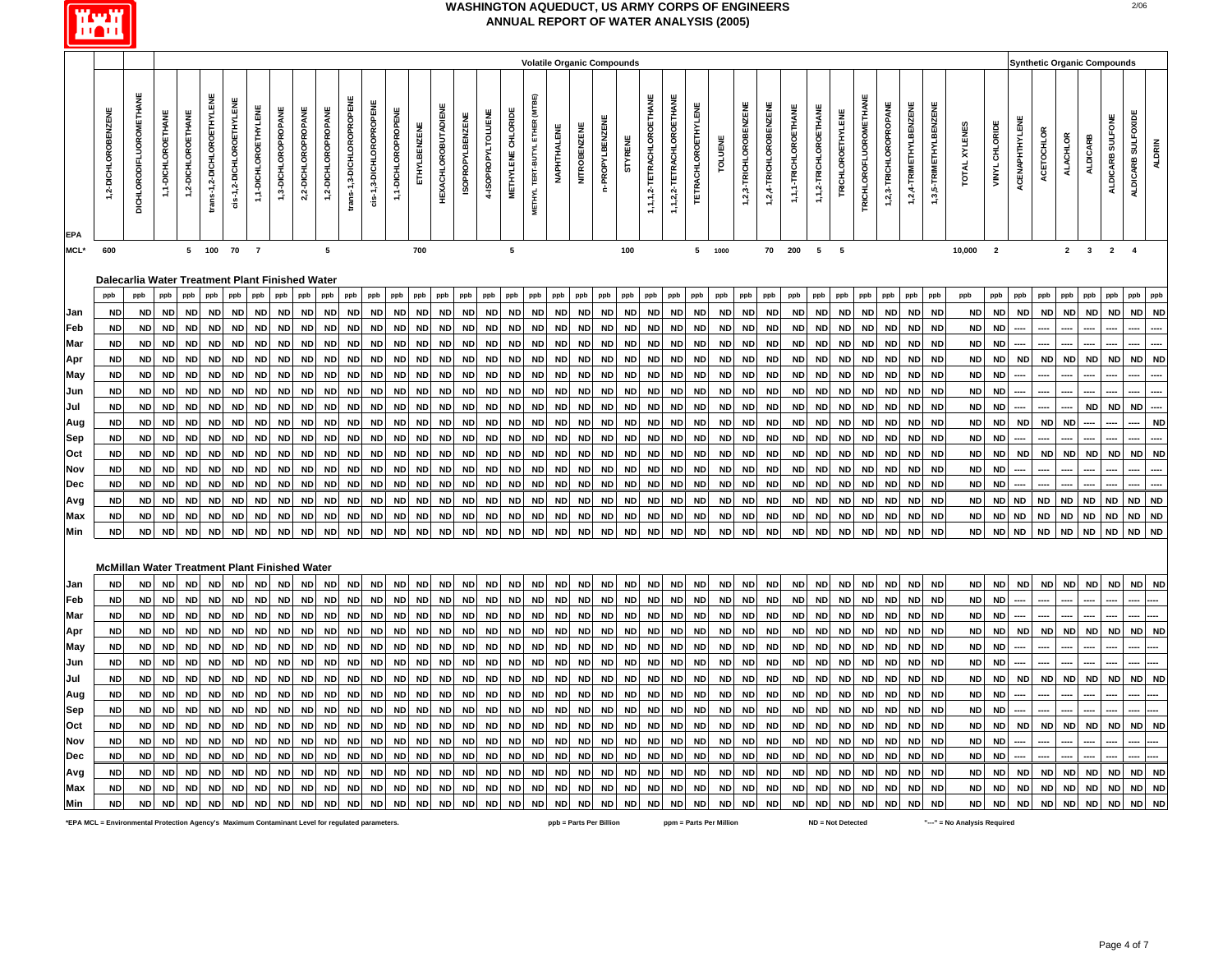# WASHINGTON AQUEDUCT, US ARMY CORPS OF ENGINEERS
## ANNUAL REPORT OF WATER ANALYSIS (2005)

| | Volatile Organic Compounds | | | | | | | | | | | | | | | | | | | | | | | | | | | | | | | | | | | | | | Synthetic Organic Compounds | | | | | | |
|---|---|---|---|---|---|---|---|---|---|---|---|---|---|---|---|---|---|---|---|---|---|---|---|---|---|---|---|---|---|---|---|---|---|---|---|---|---|---|---|---|---|---|---|---|---|
| EPA | 1,2-DICHLOROBENZENE | DICHLORODIFLUOROMETHANE | 1,1-DICHLOROETHANE | 1,2-DICHLOROETHANE | trans-1,2-DICHLOROETHYLENE | cis-1,2-DICHLOROETHYLENE | 1,1-DICHLOROETHYLENE | 1,3-DICHLOROPROPANE | 2,2-DICHLOROPROPANE | 1,2-DICHLOROPROPANE | trans-1,3-DICHLOROPROPENE | cis-1,3-DICHLOROPROPENE | 1,1-DICHLOROPROPENE | ETHYLBENZENE | HEXACHLOROBUTADIENE | ISOPROPYLBENZENE | 4-ISOPROPYLTOLUENE | METHYLENE CHLORIDE | METHYL TERT-BUTYL ETHER (MTBE) | NAPHTHALENE | NITROBENZENE | n-PROPYLBENZENE | STYRENE | 1,1,1,2-TETRACHLOROETHANE | 1,1,2,2-TETRACHLOROETHANE | TETRACHLOROETHYLENE | TOLUENE | 1,2,3-TRICHLOROBENZENE | 1,2,4-TRICHLOROBENZENE | 1,1,1-TRICHLOROETHANE | 1,1,2-TRICHLOROETHANE | TRICHLOROETHYLENE | TRICHLOROFLUOROMETHANE | 1,2,3-TRICHLOROPROPANE | 1,2,4-TRIMETHYLBENZENE | 1,3,5-TRIMETHYLBENZENE | TOTAL XYLENES | VINYL CHLORIDE | ACENAPHTHYLENE | ACETOCHLOR | ALACHLOR | ALDICARB | ALDICARB SULFONE | ALDICARB SULFOXIDE | ALDRIN |
| MCL* | 600 | | | 5 | 100 | 70 | 7 | | | 5 | | | | 700 | | | | 5 | | | | | 100 | | | 5 | 1000 | | 70 | 200 | 5 | 5 | | | | | 10,000 | 2 | | | 2 | 3 | 2 | 4 | |
| **Dalecarlia Water Treatment Plant Finished Water** | | | | | | | | | | | | | | | | | | | | | | | | | | | | | | | | | | | | | | | | | | | | | |
| | ppb | ppb | ppb | ppb | ppb | ppb | ppb | ppb | ppb | ppb | ppb | ppb | ppb | ppb | ppb | ppb | ppb | ppb | ppb | ppb | ppb | ppb | ppb | ppb | ppb | ppb | ppb | ppb | ppb | ppb | ppb | ppb | ppb | ppb | ppb | ppb | ppb | ppb | ppb | ppb | ppb | ppb | ppb | ppb | ppb |
| Jan | ND | ND | ND | ND | ND | ND | ND | ND | ND | ND | ND | ND | ND | ND | ND | ND | ND | ND | ND | ND | ND | ND | ND | ND | ND | ND | ND | ND | ND | ND | ND | ND | ND | ND | ND | ND | ND | ND | ND | ND | ND | ND | ND | ND | ND |
| Feb | ND | ND | ND | ND | ND | ND | ND | ND | ND | ND | ND | ND | ND | ND | ND | ND | ND | ND | ND | ND | ND | ND | ND | ND | ND | ND | ND | ND | ND | ND | ND | ND | ND | ND | ND | ND | ND | ND | ---- | ---- | ---- | ---- | ---- | ---- | ---- |
| Mar | ND | ND | ND | ND | ND | ND | ND | ND | ND | ND | ND | ND | ND | ND | ND | ND | ND | ND | ND | ND | ND | ND | ND | ND | ND | ND | ND | ND | ND | ND | ND | ND | ND | ND | ND | ND | ND | ND | ---- | ---- | ---- | ---- | ---- | ---- | ---- |
| Apr | ND | ND | ND | ND | ND | ND | ND | ND | ND | ND | ND | ND | ND | ND | ND | ND | ND | ND | ND | ND | ND | ND | ND | ND | ND | ND | ND | ND | ND | ND | ND | ND | ND | ND | ND | ND | ND | ND | ND | ND | ND | ND | ND | ND | ND |
| May | ND | ND | ND | ND | ND | ND | ND | ND | ND | ND | ND | ND | ND | ND | ND | ND | ND | ND | ND | ND | ND | ND | ND | ND | ND | ND | ND | ND | ND | ND | ND | ND | ND | ND | ND | ND | ND | ND | ---- | ---- | ---- | ---- | ---- | ---- | ---- |
| Jun | ND | ND | ND | ND | ND | ND | ND | ND | ND | ND | ND | ND | ND | ND | ND | ND | ND | ND | ND | ND | ND | ND | ND | ND | ND | ND | ND | ND | ND | ND | ND | ND | ND | ND | ND | ND | ND | ND | ---- | ---- | ---- | ---- | ---- | ---- | ---- |
| Jul | ND | ND | ND | ND | ND | ND | ND | ND | ND | ND | ND | ND | ND | ND | ND | ND | ND | ND | ND | ND | ND | ND | ND | ND | ND | ND | ND | ND | ND | ND | ND | ND | ND | ND | ND | ND | ND | ND | ---- | ---- | ---- | ND | ND | ND | ---- |
| Aug | ND | ND | ND | ND | ND | ND | ND | ND | ND | ND | ND | ND | ND | ND | ND | ND | ND | ND | ND | ND | ND | ND | ND | ND | ND | ND | ND | ND | ND | ND | ND | ND | ND | ND | ND | ND | ND | ND | ND | ND | ND | ---- | ---- | ---- | ND |
| Sep | ND | ND | ND | ND | ND | ND | ND | ND | ND | ND | ND | ND | ND | ND | ND | ND | ND | ND | ND | ND | ND | ND | ND | ND | ND | ND | ND | ND | ND | ND | ND | ND | ND | ND | ND | ND | ND | ND | ---- | ---- | ---- | ---- | ---- | ---- | ---- |
| Oct | ND | ND | ND | ND | ND | ND | ND | ND | ND | ND | ND | ND | ND | ND | ND | ND | ND | ND | ND | ND | ND | ND | ND | ND | ND | ND | ND | ND | ND | ND | ND | ND | ND | ND | ND | ND | ND | ND | ND | ND | ND | ND | ND | ND | ND |
| Nov | ND | ND | ND | ND | ND | ND | ND | ND | ND | ND | ND | ND | ND | ND | ND | ND | ND | ND | ND | ND | ND | ND | ND | ND | ND | ND | ND | ND | ND | ND | ND | ND | ND | ND | ND | ND | ND | ND | ---- | ---- | ---- | ---- | ---- | ---- | ---- |
| Dec | ND | ND | ND | ND | ND | ND | ND | ND | ND | ND | ND | ND | ND | ND | ND | ND | ND | ND | ND | ND | ND | ND | ND | ND | ND | ND | ND | ND | ND | ND | ND | ND | ND | ND | ND | ND | ND | ND | ---- | ---- | ---- | ---- | ---- | ---- | ---- |
| Avg | ND | ND | ND | ND | ND | ND | ND | ND | ND | ND | ND | ND | ND | ND | ND | ND | ND | ND | ND | ND | ND | ND | ND | ND | ND | ND | ND | ND | ND | ND | ND | ND | ND | ND | ND | ND | ND | ND | ND | ND | ND | ND | ND | ND | ND |
| Max | ND | ND | ND | ND | ND | ND | ND | ND | ND | ND | ND | ND | ND | ND | ND | ND | ND | ND | ND | ND | ND | ND | ND | ND | ND | ND | ND | ND | ND | ND | ND | ND | ND | ND | ND | ND | ND | ND | ND | ND | ND | ND | ND | ND | ND |
| Min | ND | ND | ND | ND | ND | ND | ND | ND | ND | ND | ND | ND | ND | ND | ND | ND | ND | ND | ND | ND | ND | ND | ND | ND | ND | ND | ND | ND | ND | ND | ND | ND | ND | ND | ND | ND | ND | ND | ND | ND | ND | ND | ND | ND | ND |
| **McMillan Water Treatment Plant Finished Water** | | | | | | | | | | | | | | | | | | | | | | | | | | | | | | | | | | | | | | | | | | | | | |
| Jan | ND | ND | ND | ND | ND | ND | ND | ND | ND | ND | ND | ND | ND | ND | ND | ND | ND | ND | ND | ND | ND | ND | ND | ND | ND | ND | ND | ND | ND | ND | ND | ND | ND | ND | ND | ND | ND | ND | ND | ND | ND | ND | ND | ND | ND |
| Feb | ND | ND | ND | ND | ND | ND | ND | ND | ND | ND | ND | ND | ND | ND | ND | ND | ND | ND | ND | ND | ND | ND | ND | ND | ND | ND | ND | ND | ND | ND | ND | ND | ND | ND | ND | ND | ND | ND | ---- | ---- | ---- | ---- | ---- | ---- | ---- |
| Mar | ND | ND | ND | ND | ND | ND | ND | ND | ND | ND | ND | ND | ND | ND | ND | ND | ND | ND | ND | ND | ND | ND | ND | ND | ND | ND | ND | ND | ND | ND | ND | ND | ND | ND | ND | ND | ND | ND | ---- | ---- | ---- | ---- | ---- | ---- | ---- |
| Apr | ND | ND | ND | ND | ND | ND | ND | ND | ND | ND | ND | ND | ND | ND | ND | ND | ND | ND | ND | ND | ND | ND | ND | ND | ND | ND | ND | ND | ND | ND | ND | ND | ND | ND | ND | ND | ND | ND | ND | ND | ND | ND | ND | ND | ND |
| May | ND | ND | ND | ND | ND | ND | ND | ND | ND | ND | ND | ND | ND | ND | ND | ND | ND | ND | ND | ND | ND | ND | ND | ND | ND | ND | ND | ND | ND | ND | ND | ND | ND | ND | ND | ND | ND | ND | ---- | ---- | ---- | ---- | ---- | ---- | ---- |
| Jun | ND | ND | ND | ND | ND | ND | ND | ND | ND | ND | ND | ND | ND | ND | ND | ND | ND | ND | ND | ND | ND | ND | ND | ND | ND | ND | ND | ND | ND | ND | ND | ND | ND | ND | ND | ND | ND | ND | ---- | ---- | ---- | ---- | ---- | ---- | ---- |
| Jul | ND | ND | ND | ND | ND | ND | ND | ND | ND | ND | ND | ND | ND | ND | ND | ND | ND | ND | ND | ND | ND | ND | ND | ND | ND | ND | ND | ND | ND | ND | ND | ND | ND | ND | ND | ND | ND | ND | ND | ND | ND | ND | ND | ND | ND |
| Aug | ND | ND | ND | ND | ND | ND | ND | ND | ND | ND | ND | ND | ND | ND | ND | ND | ND | ND | ND | ND | ND | ND | ND | ND | ND | ND | ND | ND | ND | ND | ND | ND | ND | ND | ND | ND | ND | ND | ---- | ---- | ---- | ---- | ---- | ---- | ---- |
| Sep | ND | ND | ND | ND | ND | ND | ND | ND | ND | ND | ND | ND | ND | ND | ND | ND | ND | ND | ND | ND | ND | ND | ND | ND | ND | ND | ND | ND | ND | ND | ND | ND | ND | ND | ND | ND | ND | ND | ---- | ---- | ---- | ---- | ---- | ---- | ---- |
| Oct | ND | ND | ND | ND | ND | ND | ND | ND | ND | ND | ND | ND | ND | ND | ND | ND | ND | ND | ND | ND | ND | ND | ND | ND | ND | ND | ND | ND | ND | ND | ND | ND | ND | ND | ND | ND | ND | ND | ND | ND | ND | ND | ND | ND | ND |
| Nov | ND | ND | ND | ND | ND | ND | ND | ND | ND | ND | ND | ND | ND | ND | ND | ND | ND | ND | ND | ND | ND | ND | ND | ND | ND | ND | ND | ND | ND | ND | ND | ND | ND | ND | ND | ND | ND | ND | ---- | ---- | ---- | ---- | ---- | ---- | ---- |
| Dec | ND | ND | ND | ND | ND | ND | ND | ND | ND | ND | ND | ND | ND | ND | ND | ND | ND | ND | ND | ND | ND | ND | ND | ND | ND | ND | ND | ND | ND | ND | ND | ND | ND | ND | ND | ND | ND | ND | ---- | ---- | ---- | ---- | ---- | ---- | ---- |
| Avg | ND | ND | ND | ND | ND | ND | ND | ND | ND | ND | ND | ND | ND | ND | ND | ND | ND | ND | ND | ND | ND | ND | ND | ND | ND | ND | ND | ND | ND | ND | ND | ND | ND | ND | ND | ND | ND | ND | ND | ND | ND | ND | ND | ND | ND |
| Max | ND | ND | ND | ND | ND | ND | ND | ND | ND | ND | ND | ND | ND | ND | ND | ND | ND | ND | ND | ND | ND | ND | ND | ND | ND | ND | ND | ND | ND | ND | ND | ND | ND | ND | ND | ND | ND | ND | ND | ND | ND | ND | ND | ND | ND |
| Min | ND | ND | ND | ND | ND | ND | ND | ND | ND | ND | ND | ND | ND | ND | ND | ND | ND | ND | ND | ND | ND | ND | ND | ND | ND | ND | ND | ND | ND | ND | ND | ND | ND | ND | ND | ND | ND | ND | ND | ND | ND | ND | ND | ND | ND |

*EPA MCL = Environmental Protection Agency's Maximum Contaminant Level for regulated parameters. ppb = Parts Per Billion ppm = Parts Per Million ND = Not Detected "---" = No Analysis Required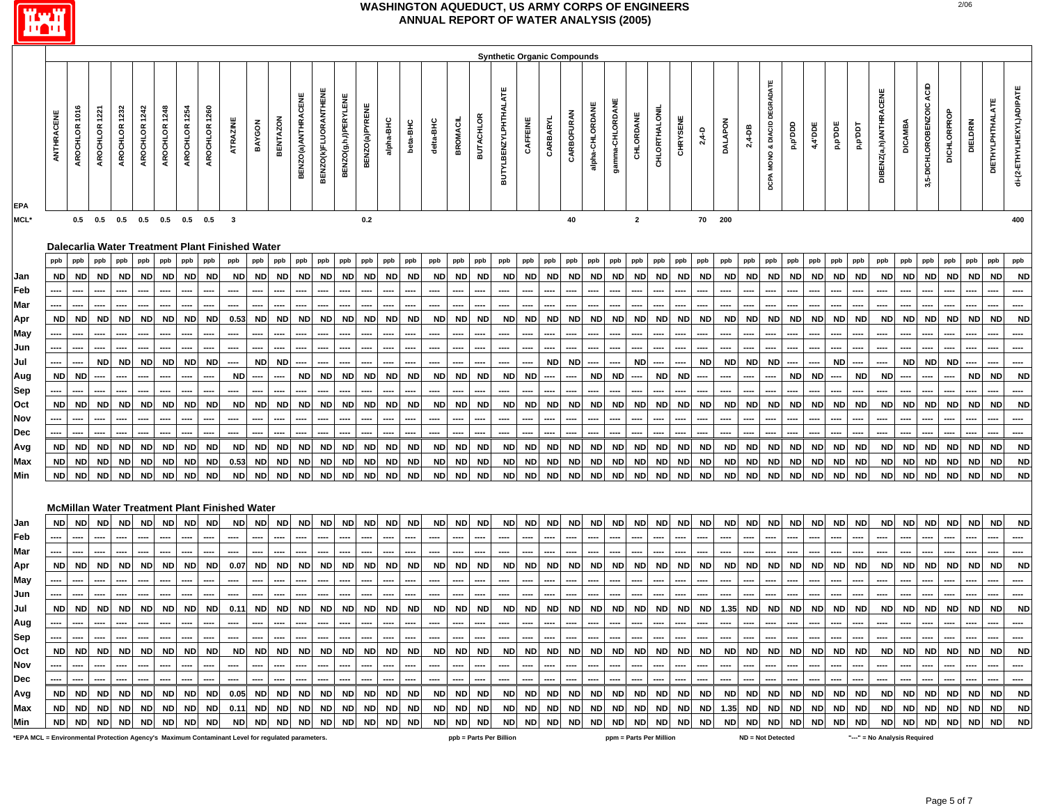# WASHINGTON AQUEDUCT, US ARMY CORPS OF ENGINEERS
## ANNUAL REPORT OF WATER ANALYSIS (2005)

**Synthetic Organic Compounds**

| EPA | ANTHRACENE | AROCHLOR 1016 | AROCHLOR 1221 | AROCHLOR 1232 | AROCHLOR 1242 | AROCHLOR 1248 | AROCHLOR 1254 | AROCHLOR 1260 | ATRAZINE | BAYGON | BENTAZON | BENZO(a)ANTHRACENE | BENZO(k)FLUORANTHENE | BENZO(g,h,i)PERYLENE | BENZO(a)PYRENE | alpha-BHC | beta-BHC | delta-BHC | BROMACIL | BUTACHLOR | BUTYLBENZYLPHTHALATE | CAFFEINE | CARBARYL | CARBOFURAN | alpha-CHLORDANE | gamma-CHLORDANE | CHLORDANE | CHLORTHALONIL | CHRYSENE | 2,4-D | DALAPON | 2,4-DB | DCPA MONO & DIACID DEGRADATE | p,p'DDD | 4,4'DDE | p,p'DDE | p,p'DDT | DIBENZ(a,h)ANTHRACENE | DICAMBA | 3,5-DICHLOROBENZOIC ACID | DICHLORPROP | DIELDRIN | DIETHYLPHTHALATE | di-(2-ETHYLHEXYL)ADIPATE |
|---|---|---|---|---|---|---|---|---|---|---|---|---|---|---|---|---|---|---|---|---|---|---|---|---|---|---|---|---|---|---|---|---|---|---|---|---|---|---|---|---|---|---|---|---|
| MCL* | | 0.5 | 0.5 | 0.5 | 0.5 | 0.5 | 0.5 | 0.5 | 3 | | | | | | 0.2 | | | | | | | | | 40 | | | 2 | | | 70 | 200 | | | | | | | | | | | | | 400 |
| **Dalecarlia Water Treatment Plant Finished Water** | | | | | | | | | | | | | | | | | | | | | | | | | | | | | | | | | | | | | | | | | | | | |
| | ppb | ppb | ppb | ppb | ppb | ppb | ppb | ppb | ppb | ppb | ppb | ppb | ppb | ppb | ppb | ppb | ppb | ppb | ppb | ppb | ppb | ppb | ppb | ppb | ppb | ppb | ppb | ppb | ppb | ppb | ppb | ppb | ppb | ppb | ppb | ppb | ppb | ppb | ppb | ppb | ppb | ppb | ppb | ppb |
| Jan | ND | ND | ND | ND | ND | ND | ND | ND | ND | ND | ND | ND | ND | ND | ND | ND | ND | ND | ND | ND | ND | ND | ND | ND | ND | ND | ND | ND | ND | ND | ND | ND | ND | ND | ND | ND | ND | ND | ND | ND | ND | ND | ND | ND |
| Feb | ---- | ---- | ---- | ---- | ---- | ---- | ---- | ---- | ---- | ---- | ---- | ---- | ---- | ---- | ---- | ---- | ---- | ---- | ---- | ---- | ---- | ---- | ---- | ---- | ---- | ---- | ---- | ---- | ---- | ---- | ---- | ---- | ---- | ---- | ---- | ---- | ---- | ---- | ---- | ---- | ---- | ---- | ---- | ---- |
| Mar | ---- | ---- | ---- | ---- | ---- | ---- | ---- | ---- | ---- | ---- | ---- | ---- | ---- | ---- | ---- | ---- | ---- | ---- | ---- | ---- | ---- | ---- | ---- | ---- | ---- | ---- | ---- | ---- | ---- | ---- | ---- | ---- | ---- | ---- | ---- | ---- | ---- | ---- | ---- | ---- | ---- | ---- | ---- | ---- |
| Apr | ND | ND | ND | ND | ND | ND | ND | ND | 0.53 | ND | ND | ND | ND | ND | ND | ND | ND | ND | ND | ND | ND | ND | ND | ND | ND | ND | ND | ND | ND | ND | ND | ND | ND | ND | ND | ND | ND | ND | ND | ND | ND | ND | ND | ND |
| May | ---- | ---- | ---- | ---- | ---- | ---- | ---- | ---- | ---- | ---- | ---- | ---- | ---- | ---- | ---- | ---- | ---- | ---- | ---- | ---- | ---- | ---- | ---- | ---- | ---- | ---- | ---- | ---- | ---- | ---- | ---- | ---- | ---- | ---- | ---- | ---- | ---- | ---- | ---- | ---- | ---- | ---- | ---- | ---- |
| Jun | ---- | ---- | ---- | ---- | ---- | ---- | ---- | ---- | ---- | ---- | ---- | ---- | ---- | ---- | ---- | ---- | ---- | ---- | ---- | ---- | ---- | ---- | ---- | ---- | ---- | ---- | ---- | ---- | ---- | ---- | ---- | ---- | ---- | ---- | ---- | ---- | ---- | ---- | ---- | ---- | ---- | ---- | ---- | ---- |
| Jul | ---- | ---- | ND | ND | ND | ND | ND | ND | ---- | ND | ND | ---- | ---- | ---- | ---- | ---- | ---- | ---- | ---- | ---- | ---- | ---- | ND | ND | ---- | ---- | ND | ---- | ---- | ND | ND | ND | ND | ---- | ---- | ND | ---- | ---- | ND | ND | ND | ---- | ---- | ---- |
| Aug | ND | ND | ---- | ---- | ---- | ---- | ---- | ---- | ND | ---- | ---- | ND | ND | ND | ND | ND | ND | ND | ND | ND | ND | ND | ---- | ---- | ND | ND | ---- | ND | ND | ---- | ---- | ---- | ---- | ND | ND | ---- | ND | ND | ---- | ---- | ---- | ND | ND | ND |
| Sep | ---- | ---- | ---- | ---- | ---- | ---- | ---- | ---- | ---- | ---- | ---- | ---- | ---- | ---- | ---- | ---- | ---- | ---- | ---- | ---- | ---- | ---- | ---- | ---- | ---- | ---- | ---- | ---- | ---- | ---- | ---- | ---- | ---- | ---- | ---- | ---- | ---- | ---- | ---- | ---- | ---- | ---- | ---- | ---- |
| Oct | ND | ND | ND | ND | ND | ND | ND | ND | ND | ND | ND | ND | ND | ND | ND | ND | ND | ND | ND | ND | ND | ND | ND | ND | ND | ND | ND | ND | ND | ND | ND | ND | ND | ND | ND | ND | ND | ND | ND | ND | ND | ND | ND | ND |
| Nov | ---- | ---- | ---- | ---- | ---- | ---- | ---- | ---- | ---- | ---- | ---- | ---- | ---- | ---- | ---- | ---- | ---- | ---- | ---- | ---- | ---- | ---- | ---- | ---- | ---- | ---- | ---- | ---- | ---- | ---- | ---- | ---- | ---- | ---- | ---- | ---- | ---- | ---- | ---- | ---- | ---- | ---- | ---- | ---- |
| Dec | ---- | ---- | ---- | ---- | ---- | ---- | ---- | ---- | ---- | ---- | ---- | ---- | ---- | ---- | ---- | ---- | ---- | ---- | ---- | ---- | ---- | ---- | ---- | ---- | ---- | ---- | ---- | ---- | ---- | ---- | ---- | ---- | ---- | ---- | ---- | ---- | ---- | ---- | ---- | ---- | ---- | ---- | ---- | ---- |
| Avg | ND | ND | ND | ND | ND | ND | ND | ND | ND | ND | ND | ND | ND | ND | ND | ND | ND | ND | ND | ND | ND | ND | ND | ND | ND | ND | ND | ND | ND | ND | ND | ND | ND | ND | ND | ND | ND | ND | ND | ND | ND | ND | ND | ND |
| Max | ND | ND | ND | ND | ND | ND | ND | ND | 0.53 | ND | ND | ND | ND | ND | ND | ND | ND | ND | ND | ND | ND | ND | ND | ND | ND | ND | ND | ND | ND | ND | ND | ND | ND | ND | ND | ND | ND | ND | ND | ND | ND | ND | ND | ND |
| Min | ND | ND | ND | ND | ND | ND | ND | ND | ND | ND | ND | ND | ND | ND | ND | ND | ND | ND | ND | ND | ND | ND | ND | ND | ND | ND | ND | ND | ND | ND | ND | ND | ND | ND | ND | ND | ND | ND | ND | ND | ND | ND | ND | ND |
| **McMillan Water Treatment Plant Finished Water** | | | | | | | | | | | | | | | | | | | | | | | | | | | | | | | | | | | | | | | | | | | | |
| Jan | ND | ND | ND | ND | ND | ND | ND | ND | ND | ND | ND | ND | ND | ND | ND | ND | ND | ND | ND | ND | ND | ND | ND | ND | ND | ND | ND | ND | ND | ND | ND | ND | ND | ND | ND | ND | ND | ND | ND | ND | ND | ND | ND | ND |
| Feb | ---- | ---- | ---- | ---- | ---- | ---- | ---- | ---- | ---- | ---- | ---- | ---- | ---- | ---- | ---- | ---- | ---- | ---- | ---- | ---- | ---- | ---- | ---- | ---- | ---- | ---- | ---- | ---- | ---- | ---- | ---- | ---- | ---- | ---- | ---- | ---- | ---- | ---- | ---- | ---- | ---- | ---- | ---- | ---- |
| Mar | ---- | ---- | ---- | ---- | ---- | ---- | ---- | ---- | ---- | ---- | ---- | ---- | ---- | ---- | ---- | ---- | ---- | ---- | ---- | ---- | ---- | ---- | ---- | ---- | ---- | ---- | ---- | ---- | ---- | ---- | ---- | ---- | ---- | ---- | ---- | ---- | ---- | ---- | ---- | ---- | ---- | ---- | ---- | ---- |
| Apr | ND | ND | ND | ND | ND | ND | ND | ND | 0.07 | ND | ND | ND | ND | ND | ND | ND | ND | ND | ND | ND | ND | ND | ND | ND | ND | ND | ND | ND | ND | ND | ND | ND | ND | ND | ND | ND | ND | ND | ND | ND | ND | ND | ND | ND |
| May | ---- | ---- | ---- | ---- | ---- | ---- | ---- | ---- | ---- | ---- | ---- | ---- | ---- | ---- | ---- | ---- | ---- | ---- | ---- | ---- | ---- | ---- | ---- | ---- | ---- | ---- | ---- | ---- | ---- | ---- | ---- | ---- | ---- | ---- | ---- | ---- | ---- | ---- | ---- | ---- | ---- | ---- | ---- | ---- |
| Jun | ---- | ---- | ---- | ---- | ---- | ---- | ---- | ---- | ---- | ---- | ---- | ---- | ---- | ---- | ---- | ---- | ---- | ---- | ---- | ---- | ---- | ---- | ---- | ---- | ---- | ---- | ---- | ---- | ---- | ---- | ---- | ---- | ---- | ---- | ---- | ---- | ---- | ---- | ---- | ---- | ---- | ---- | ---- | ---- |
| Jul | ND | ND | ND | ND | ND | ND | ND | ND | 0.11 | ND | ND | ND | ND | ND | ND | ND | ND | ND | ND | ND | ND | ND | ND | ND | ND | ND | ND | ND | ND | ND | 1.35 | ND | ND | ND | ND | ND | ND | ND | ND | ND | ND | ND | ND | ND |
| Aug | ---- | ---- | ---- | ---- | ---- | ---- | ---- | ---- | ---- | ---- | ---- | ---- | ---- | ---- | ---- | ---- | ---- | ---- | ---- | ---- | ---- | ---- | ---- | ---- | ---- | ---- | ---- | ---- | ---- | ---- | ---- | ---- | ---- | ---- | ---- | ---- | ---- | ---- | ---- | ---- | ---- | ---- | ---- | ---- |
| Sep | ---- | ---- | ---- | ---- | ---- | ---- | ---- | ---- | ---- | ---- | ---- | ---- | ---- | ---- | ---- | ---- | ---- | ---- | ---- | ---- | ---- | ---- | ---- | ---- | ---- | ---- | ---- | ---- | ---- | ---- | ---- | ---- | ---- | ---- | ---- | ---- | ---- | ---- | ---- | ---- | ---- | ---- | ---- | ---- |
| Oct | ND | ND | ND | ND | ND | ND | ND | ND | ND | ND | ND | ND | ND | ND | ND | ND | ND | ND | ND | ND | ND | ND | ND | ND | ND | ND | ND | ND | ND | ND | ND | ND | ND | ND | ND | ND | ND | ND | ND | ND | ND | ND | ND | ND |
| Nov | ---- | ---- | ---- | ---- | ---- | ---- | ---- | ---- | ---- | ---- | ---- | ---- | ---- | ---- | ---- | ---- | ---- | ---- | ---- | ---- | ---- | ---- | ---- | ---- | ---- | ---- | ---- | ---- | ---- | ---- | ---- | ---- | ---- | ---- | ---- | ---- | ---- | ---- | ---- | ---- | ---- | ---- | ---- | ---- |
| Dec | ---- | ---- | ---- | ---- | ---- | ---- | ---- | ---- | ---- | ---- | ---- | ---- | ---- | ---- | ---- | ---- | ---- | ---- | ---- | ---- | ---- | ---- | ---- | ---- | ---- | ---- | ---- | ---- | ---- | ---- | ---- | ---- | ---- | ---- | ---- | ---- | ---- | ---- | ---- | ---- | ---- | ---- | ---- | ---- |
| Avg | ND | ND | ND | ND | ND | ND | ND | ND | 0.05 | ND | ND | ND | ND | ND | ND | ND | ND | ND | ND | ND | ND | ND | ND | ND | ND | ND | ND | ND | ND | ND | ND | ND | ND | ND | ND | ND | ND | ND | ND | ND | ND | ND | ND | ND |
| Max | ND | ND | ND | ND | ND | ND | ND | ND | 0.11 | ND | ND | ND | ND | ND | ND | ND | ND | ND | ND | ND | ND | ND | ND | ND | ND | ND | ND | ND | ND | ND | 1.35 | ND | ND | ND | ND | ND | ND | ND | ND | ND | ND | ND | ND | ND |
| Min | ND | ND | ND | ND | ND | ND | ND | ND | ND | ND | ND | ND | ND | ND | ND | ND | ND | ND | ND | ND | ND | ND | ND | ND | ND | ND | ND | ND | ND | ND | ND | ND | ND | ND | ND | ND | ND | ND | ND | ND | ND | ND | ND | ND |

*EPA MCL = Environmental Protection Agency's Maximum Contaminant Level for regulated parameters. ppb = Parts Per Billion ppm = Parts Per Million ND = Not Detected "----" = No Analysis Required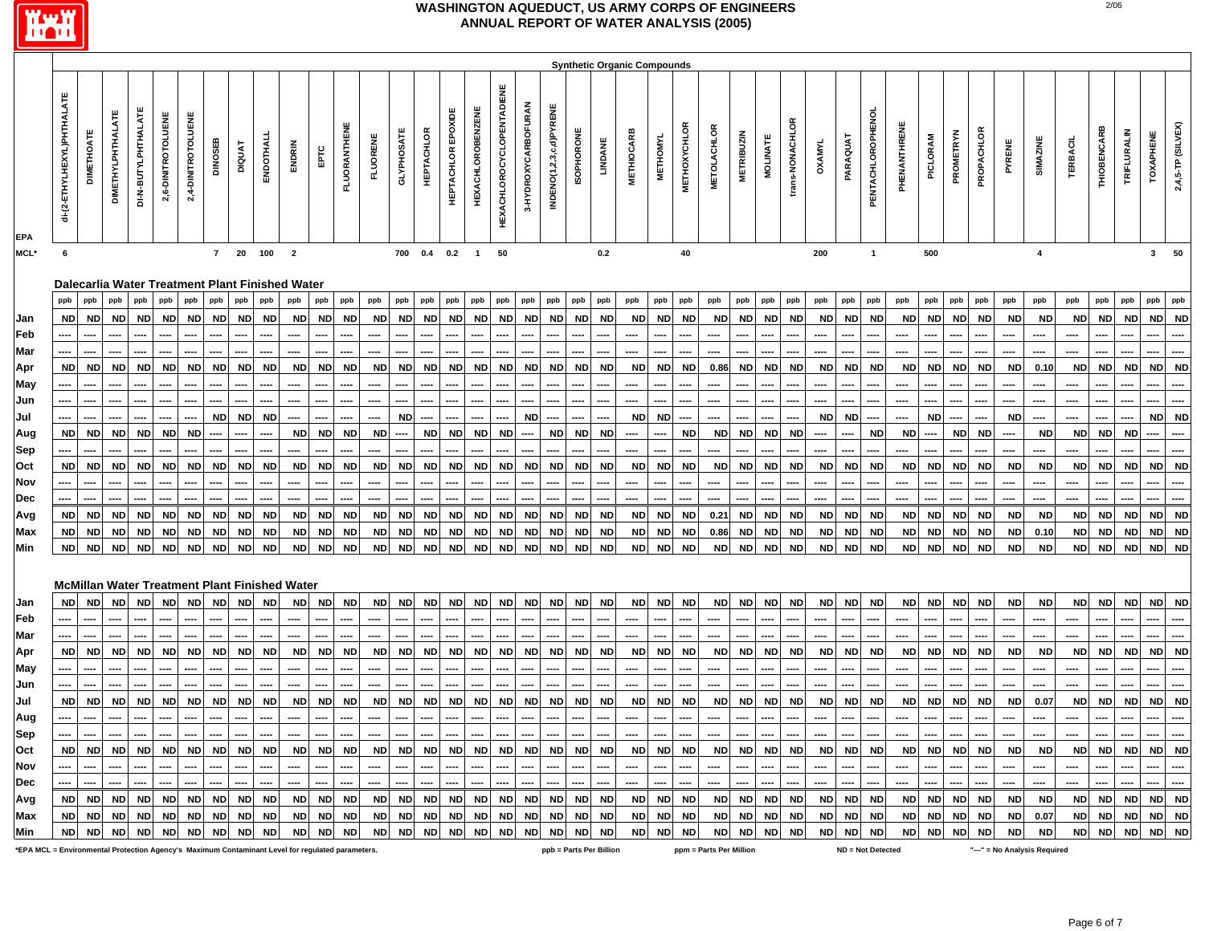# WASHINGTON AQUEDUCT, US ARMY CORPS OF ENGINEERS
## ANNUAL REPORT OF WATER ANALYSIS (2005)

| | Synthetic Organic Compounds | | | | | | | | | | | | | | | | | | | | | | | | | | | | | | | | | | | | | | | | | | |
|---|---|---|---|---|---|---|---|---|---|---|---|---|---|---|---|---|---|---|---|---|---|---|---|---|---|---|---|---|---|---|---|---|---|---|---|---|---|---|---|---|---|---|---|
| EPA | di-(2-ETHYLHEXYL)PHTHALATE | DIMETHOATE | DIMETHYLPHTHALATE | DI-N-BUTYLPHTHALATE | 2,6-DINITROTOLUENE | 2,4-DINITROTOLUENE | DINOSEB | DIQUAT | ENDOTHALL | ENDRIN | EPTC | FLUORANTHENE | FLUORENE | GLYPHOSATE | HEPTACHLOR | HEPTACHLOR EPOXIDE | HEXACHLOROBENZENE | HEXACHLOROCYCLOPENTADIENE | 3-HYDROXYCARBOFURAN | INDENO(1,2,3,c,d)PYRENE | ISOPHORONE | LINDANE | METHIOCARB | METHOMYL | METHOXYCHLOR | METOLACHLOR | METRIBUZIN | MOLINATE | trans-NONACHLOR | OXAMYL | PARAQUAT | PENTACHLOROPHENOL | PHENANTHRENE | PICLORAM | PROMETRYN | PROPACHLOR | PYRENE | SIMAZINE | TERBACIL | THIOBENCARB | TRIFLURALIN | TOXAPHENE | 2,4,5-TP (SILVEX) |
| MCL* | 6 | | | | | | 7 | 20 | 100 | 2 | | | | 700 | 0.4 | 0.2 | 1 | 50 | | | | 0.2 | | | 40 | | | | | 200 | | 1 | | 500 | | | | 4 | | | | 3 | 50 |
| **Dalecarlia Water Treatment Plant Finished Water** | | | | | | | | | | | | | | | | | | | | | | | | | | | | | | | | | | | | | | | | | | | |
| | ppb | ppb | ppb | ppb | ppb | ppb | ppb | ppb | ppb | ppb | ppb | ppb | ppb | ppb | ppb | ppb | ppb | ppb | ppb | ppb | ppb | ppb | ppb | ppb | ppb | ppb | ppb | ppb | ppb | ppb | ppb | ppb | ppb | ppb | ppb | ppb | ppb | ppb | ppb | ppb | ppb | ppb | ppb |
| Jan | ND | ND | ND | ND | ND | ND | ND | ND | ND | ND | ND | ND | ND | ND | ND | ND | ND | ND | ND | ND | ND | ND | ND | ND | ND | ND | ND | ND | ND | ND | ND | ND | ND | ND | ND | ND | ND | ND | ND | ND | ND | ND | ND |
| Feb | ---- | ---- | ---- | ---- | ---- | ---- | ---- | ---- | ---- | ---- | ---- | ---- | ---- | ---- | ---- | ---- | ---- | ---- | ---- | ---- | ---- | ---- | ---- | ---- | ---- | ---- | ---- | ---- | ---- | ---- | ---- | ---- | ---- | ---- | ---- | ---- | ---- | ---- | ---- | ---- | ---- | ---- | ---- |
| Mar | ---- | ---- | ---- | ---- | ---- | ---- | ---- | ---- | ---- | ---- | ---- | ---- | ---- | ---- | ---- | ---- | ---- | ---- | ---- | ---- | ---- | ---- | ---- | ---- | ---- | ---- | ---- | ---- | ---- | ---- | ---- | ---- | ---- | ---- | ---- | ---- | ---- | ---- | ---- | ---- | ---- | ---- | ---- |
| Apr | ND | ND | ND | ND | ND | ND | ND | ND | ND | ND | ND | ND | ND | ND | ND | ND | ND | ND | ND | ND | ND | ND | ND | ND | ND | 0.86 | ND | ND | ND | ND | ND | ND | ND | ND | ND | ND | ND | 0.10 | ND | ND | ND | ND | ND |
| May | ---- | ---- | ---- | ---- | ---- | ---- | ---- | ---- | ---- | ---- | ---- | ---- | ---- | ---- | ---- | ---- | ---- | ---- | ---- | ---- | ---- | ---- | ---- | ---- | ---- | ---- | ---- | ---- | ---- | ---- | ---- | ---- | ---- | ---- | ---- | ---- | ---- | ---- | ---- | ---- | ---- | ---- | ---- |
| Jun | ---- | ---- | ---- | ---- | ---- | ---- | ---- | ---- | ---- | ---- | ---- | ---- | ---- | ---- | ---- | ---- | ---- | ---- | ---- | ---- | ---- | ---- | ---- | ---- | ---- | ---- | ---- | ---- | ---- | ---- | ---- | ---- | ---- | ---- | ---- | ---- | ---- | ---- | ---- | ---- | ---- | ---- | ---- |
| Jul | ---- | ---- | ---- | ---- | ---- | ---- | ND | ND | ND | ---- | ---- | ---- | ---- | ND | ---- | ---- | ---- | ---- | ND | ---- | ---- | ---- | ND | ND | ---- | ---- | ---- | ---- | ---- | ND | ND | ---- | ---- | ND | ---- | ---- | ND | ---- | ---- | ---- | ---- | ND | ND |
| Aug | ND | ND | ND | ND | ND | ND | ---- | ---- | ---- | ND | ND | ND | ND | ---- | ND | ND | ND | ND | ---- | ND | ND | ND | ---- | ---- | ND | ND | ND | ND | ND | ---- | ---- | ND | ND | ---- | ND | ND | ---- | ND | ND | ND | ND | ---- | ---- |
| Sep | ---- | ---- | ---- | ---- | ---- | ---- | ---- | ---- | ---- | ---- | ---- | ---- | ---- | ---- | ---- | ---- | ---- | ---- | ---- | ---- | ---- | ---- | ---- | ---- | ---- | ---- | ---- | ---- | ---- | ---- | ---- | ---- | ---- | ---- | ---- | ---- | ---- | ---- | ---- | ---- | ---- | ---- | ---- |
| Oct | ND | ND | ND | ND | ND | ND | ND | ND | ND | ND | ND | ND | ND | ND | ND | ND | ND | ND | ND | ND | ND | ND | ND | ND | ND | ND | ND | ND | ND | ND | ND | ND | ND | ND | ND | ND | ND | ND | ND | ND | ND | ND | ND |
| Nov | ---- | ---- | ---- | ---- | ---- | ---- | ---- | ---- | ---- | ---- | ---- | ---- | ---- | ---- | ---- | ---- | ---- | ---- | ---- | ---- | ---- | ---- | ---- | ---- | ---- | ---- | ---- | ---- | ---- | ---- | ---- | ---- | ---- | ---- | ---- | ---- | ---- | ---- | ---- | ---- | ---- | ---- | ---- |
| Dec | ---- | ---- | ---- | ---- | ---- | ---- | ---- | ---- | ---- | ---- | ---- | ---- | ---- | ---- | ---- | ---- | ---- | ---- | ---- | ---- | ---- | ---- | ---- | ---- | ---- | ---- | ---- | ---- | ---- | ---- | ---- | ---- | ---- | ---- | ---- | ---- | ---- | ---- | ---- | ---- | ---- | ---- | ---- |
| Avg | ND | ND | ND | ND | ND | ND | ND | ND | ND | ND | ND | ND | ND | ND | ND | ND | ND | ND | ND | ND | ND | ND | ND | ND | ND | 0.21 | ND | ND | ND | ND | ND | ND | ND | ND | ND | ND | ND | ND | ND | ND | ND | ND | ND |
| Max | ND | ND | ND | ND | ND | ND | ND | ND | ND | ND | ND | ND | ND | ND | ND | ND | ND | ND | ND | ND | ND | ND | ND | ND | ND | 0.86 | ND | ND | ND | ND | ND | ND | ND | ND | ND | ND | ND | 0.10 | ND | ND | ND | ND | ND |
| Min | ND | ND | ND | ND | ND | ND | ND | ND | ND | ND | ND | ND | ND | ND | ND | ND | ND | ND | ND | ND | ND | ND | ND | ND | ND | ND | ND | ND | ND | ND | ND | ND | ND | ND | ND | ND | ND | ND | ND | ND | ND | ND | ND |
| **McMillan Water Treatment Plant Finished Water** | | | | | | | | | | | | | | | | | | | | | | | | | | | | | | | | | | | | | | | | | | | |
| Jan | ND | ND | ND | ND | ND | ND | ND | ND | ND | ND | ND | ND | ND | ND | ND | ND | ND | ND | ND | ND | ND | ND | ND | ND | ND | ND | ND | ND | ND | ND | ND | ND | ND | ND | ND | ND | ND | ND | ND | ND | ND | ND | ND |
| Feb | ---- | ---- | ---- | ---- | ---- | ---- | ---- | ---- | ---- | ---- | ---- | ---- | ---- | ---- | ---- | ---- | ---- | ---- | ---- | ---- | ---- | ---- | ---- | ---- | ---- | ---- | ---- | ---- | ---- | ---- | ---- | ---- | ---- | ---- | ---- | ---- | ---- | ---- | ---- | ---- | ---- | ---- | ---- |
| Mar | ---- | ---- | ---- | ---- | ---- | ---- | ---- | ---- | ---- | ---- | ---- | ---- | ---- | ---- | ---- | ---- | ---- | ---- | ---- | ---- | ---- | ---- | ---- | ---- | ---- | ---- | ---- | ---- | ---- | ---- | ---- | ---- | ---- | ---- | ---- | ---- | ---- | ---- | ---- | ---- | ---- | ---- | ---- |
| Apr | ND | ND | ND | ND | ND | ND | ND | ND | ND | ND | ND | ND | ND | ND | ND | ND | ND | ND | ND | ND | ND | ND | ND | ND | ND | ND | ND | ND | ND | ND | ND | ND | ND | ND | ND | ND | ND | ND | ND | ND | ND | ND | ND |
| May | ---- | ---- | ---- | ---- | ---- | ---- | ---- | ---- | ---- | ---- | ---- | ---- | ---- | ---- | ---- | ---- | ---- | ---- | ---- | ---- | ---- | ---- | ---- | ---- | ---- | ---- | ---- | ---- | ---- | ---- | ---- | ---- | ---- | ---- | ---- | ---- | ---- | ---- | ---- | ---- | ---- | ---- | ---- |
| Jun | ---- | ---- | ---- | ---- | ---- | ---- | ---- | ---- | ---- | ---- | ---- | ---- | ---- | ---- | ---- | ---- | ---- | ---- | ---- | ---- | ---- | ---- | ---- | ---- | ---- | ---- | ---- | ---- | ---- | ---- | ---- | ---- | ---- | ---- | ---- | ---- | ---- | ---- | ---- | ---- | ---- | ---- | ---- |
| Jul | ND | ND | ND | ND | ND | ND | ND | ND | ND | ND | ND | ND | ND | ND | ND | ND | ND | ND | ND | ND | ND | ND | ND | ND | ND | ND | ND | ND | ND | ND | ND | ND | ND | ND | ND | ND | ND | 0.07 | ND | ND | ND | ND | ND |
| Aug | ---- | ---- | ---- | ---- | ---- | ---- | ---- | ---- | ---- | ---- | ---- | ---- | ---- | ---- | ---- | ---- | ---- | ---- | ---- | ---- | ---- | ---- | ---- | ---- | ---- | ---- | ---- | ---- | ---- | ---- | ---- | ---- | ---- | ---- | ---- | ---- | ---- | ---- | ---- | ---- | ---- | ---- | ---- |
| Sep | ---- | ---- | ---- | ---- | ---- | ---- | ---- | ---- | ---- | ---- | ---- | ---- | ---- | ---- | ---- | ---- | ---- | ---- | ---- | ---- | ---- | ---- | ---- | ---- | ---- | ---- | ---- | ---- | ---- | ---- | ---- | ---- | ---- | ---- | ---- | ---- | ---- | ---- | ---- | ---- | ---- | ---- | ---- |
| Oct | ND | ND | ND | ND | ND | ND | ND | ND | ND | ND | ND | ND | ND | ND | ND | ND | ND | ND | ND | ND | ND | ND | ND | ND | ND | ND | ND | ND | ND | ND | ND | ND | ND | ND | ND | ND | ND | ND | ND | ND | ND | ND | ND |
| Nov | ---- | ---- | ---- | ---- | ---- | ---- | ---- | ---- | ---- | ---- | ---- | ---- | ---- | ---- | ---- | ---- | ---- | ---- | ---- | ---- | ---- | ---- | ---- | ---- | ---- | ---- | ---- | ---- | ---- | ---- | ---- | ---- | ---- | ---- | ---- | ---- | ---- | ---- | ---- | ---- | ---- | ---- | ---- |
| Dec | ---- | ---- | ---- | ---- | ---- | ---- | ---- | ---- | ---- | ---- | ---- | ---- | ---- | ---- | ---- | ---- | ---- | ---- | ---- | ---- | ---- | ---- | ---- | ---- | ---- | ---- | ---- | ---- | ---- | ---- | ---- | ---- | ---- | ---- | ---- | ---- | ---- | ---- | ---- | ---- | ---- | ---- | ---- |
| Avg | ND | ND | ND | ND | ND | ND | ND | ND | ND | ND | ND | ND | ND | ND | ND | ND | ND | ND | ND | ND | ND | ND | ND | ND | ND | ND | ND | ND | ND | ND | ND | ND | ND | ND | ND | ND | ND | ND | ND | ND | ND | ND | ND |
| Max | ND | ND | ND | ND | ND | ND | ND | ND | ND | ND | ND | ND | ND | ND | ND | ND | ND | ND | ND | ND | ND | ND | ND | ND | ND | ND | ND | ND | ND | ND | ND | ND | ND | ND | ND | ND | ND | 0.07 | ND | ND | ND | ND | ND |
| Min | ND | ND | ND | ND | ND | ND | ND | ND | ND | ND | ND | ND | ND | ND | ND | ND | ND | ND | ND | ND | ND | ND | ND | ND | ND | ND | ND | ND | ND | ND | ND | ND | ND | ND | ND | ND | ND | ND | ND | ND | ND | ND | ND |

*EPA MCL = Environmental Protection Agency's Maximum Contaminant Level for regulated parameters. ppb = Parts Per Billion ppm = Parts Per Million ND = Not Detected "---" = No Analysis Required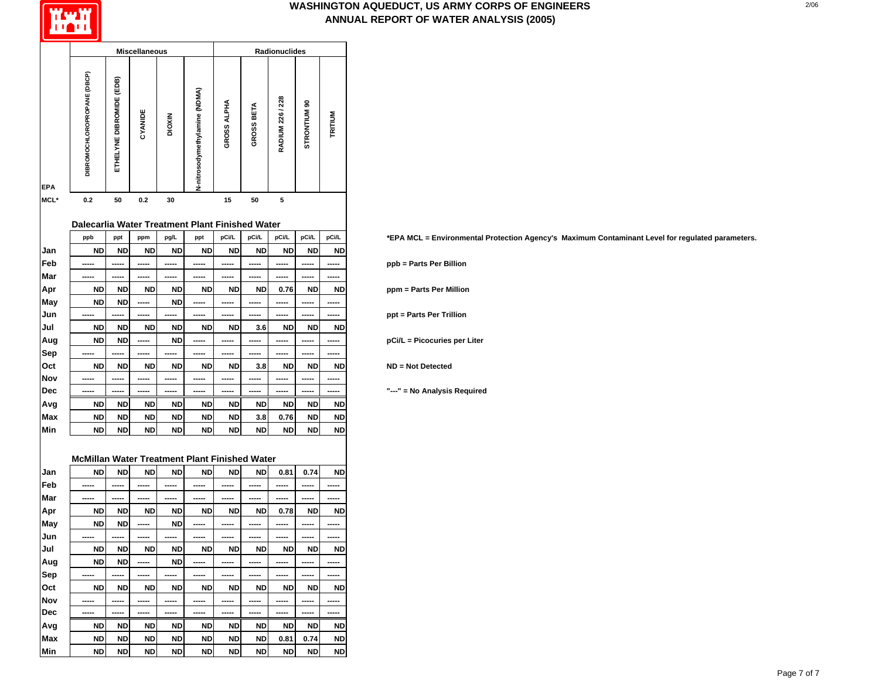# WASHINGTON AQUEDUCT, US ARMY CORPS OF ENGINEERS
## ANNUAL REPORT OF WATER ANALYSIS (2005)

| | Miscellaneous | | | | | Radionuclides | | | | |
|---|---|---|---|---|---|---|---|---|---|---|
| EPA | DIBROMOCHLOROPROPANE (DBCP) | ETHELYNE DIBROMIDE (EDB) | CYANIDE | DIOXIN | N-nitrosodymethylamine (NDMA) | GROSS ALPHA | GROSS BETA | RADIUM 226 / 228 | STRONTIUM 90 | TRITIUM |
| MCL* | 0.2 | 50 | 0.2 | 30 | | 15 | 50 | 5 | | |
| **Dalecarlia Water Treatment Plant Finished Water** | | | | | | | | | | |
| | ppb | ppt | ppm | pg/L | ppt | pCi/L | pCi/L | pCi/L | pCi/L | pCi/L |
| Jan | ND | ND | ND | ND | ND | ND | ND | ND | ND | ND |
| Feb | ----- | ----- | ----- | ----- | ----- | ----- | ----- | ----- | ----- | ----- |
| Mar | ----- | ----- | ----- | ----- | ----- | ----- | ----- | ----- | ----- | ----- |
| Apr | ND | ND | ND | ND | ND | ND | ND | 0.76 | ND | ND |
| May | ND | ND | ----- | ND | ----- | ----- | ----- | ----- | ----- | ----- |
| Jun | ----- | ----- | ----- | ----- | ----- | ----- | ----- | ----- | ----- | ----- |
| Jul | ND | ND | ND | ND | ND | ND | 3.6 | ND | ND | ND |
| Aug | ND | ND | ----- | ND | ----- | ----- | ----- | ----- | ----- | ----- |
| Sep | ----- | ----- | ----- | ----- | ----- | ----- | ----- | ----- | ----- | ----- |
| Oct | ND | ND | ND | ND | ND | ND | 3.8 | ND | ND | ND |
| Nov | ----- | ----- | ----- | ----- | ----- | ----- | ----- | ----- | ----- | ----- |
| Dec | ----- | ----- | ----- | ----- | ----- | ----- | ----- | ----- | ----- | ----- |
| Avg | ND | ND | ND | ND | ND | ND | ND | ND | ND | ND |
| Max | ND | ND | ND | ND | ND | ND | 3.8 | 0.76 | ND | ND |
| Min | ND | ND | ND | ND | ND | ND | ND | ND | ND | ND |
| **McMillan Water Treatment Plant Finished Water** | | | | | | | | | | |
| Jan | ND | ND | ND | ND | ND | ND | ND | 0.81 | 0.74 | ND |
| Feb | ----- | ----- | ----- | ----- | ----- | ----- | ----- | ----- | ----- | ----- |
| Mar | ----- | ----- | ----- | ----- | ----- | ----- | ----- | ----- | ----- | ----- |
| Apr | ND | ND | ND | ND | ND | ND | ND | 0.78 | ND | ND |
| May | ND | ND | ----- | ND | ----- | ----- | ----- | ----- | ----- | ----- |
| Jun | ----- | ----- | ----- | ----- | ----- | ----- | ----- | ----- | ----- | ----- |
| Jul | ND | ND | ND | ND | ND | ND | ND | ND | ND | ND |
| Aug | ND | ND | ----- | ND | ----- | ----- | ----- | ----- | ----- | ----- |
| Sep | ----- | ----- | ----- | ----- | ----- | ----- | ----- | ----- | ----- | ----- |
| Oct | ND | ND | ND | ND | ND | ND | ND | ND | ND | ND |
| Nov | ----- | ----- | ----- | ----- | ----- | ----- | ----- | ----- | ----- | ----- |
| Dec | ----- | ----- | ----- | ----- | ----- | ----- | ----- | ----- | ----- | ----- |
| Avg | ND | ND | ND | ND | ND | ND | ND | ND | ND | ND |
| Max | ND | ND | ND | ND | ND | ND | ND | 0.81 | 0.74 | ND |
| Min | ND | ND | ND | ND | ND | ND | ND | ND | ND | ND |

**\*EPA MCL = Environmental Protection Agency's Maximum Contaminant Level for regulated parameters.**

**ppb = Parts Per Billion**

**ppm = Parts Per Million**

**ppt = Parts Per Trillion**

**pCi/L = Picocuries per Liter**

**ND = Not Detected**

**"---" = No Analysis Required**